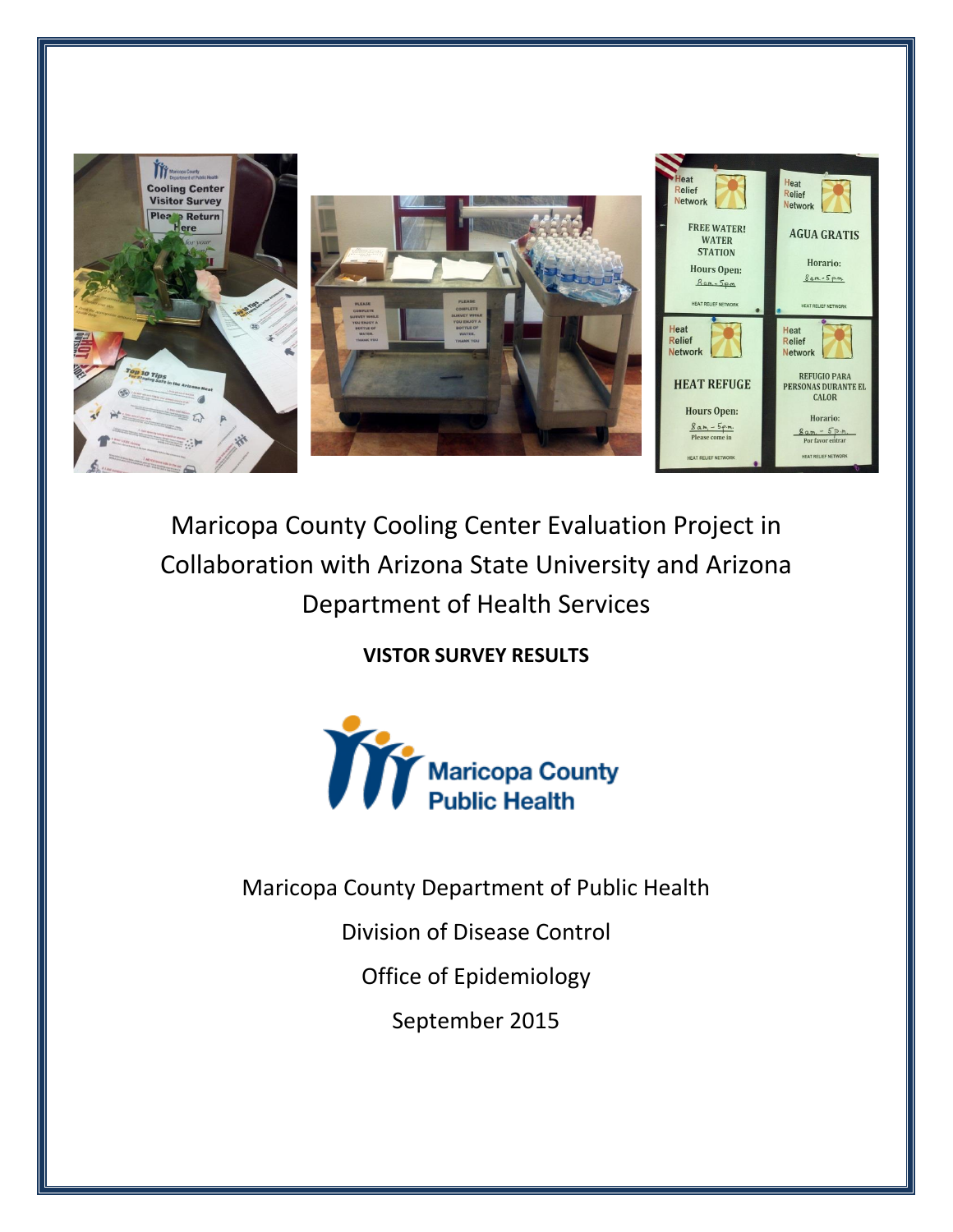# Maricopa County Cooling Center Evaluation Project in Collaboration with Arizona State University and Arizona Department of Health Services

**VISTOR SURVEY RESULTS**

Maricopa County Department of Public Health

Division of Disease Control

Office of Epidemiology

September 2015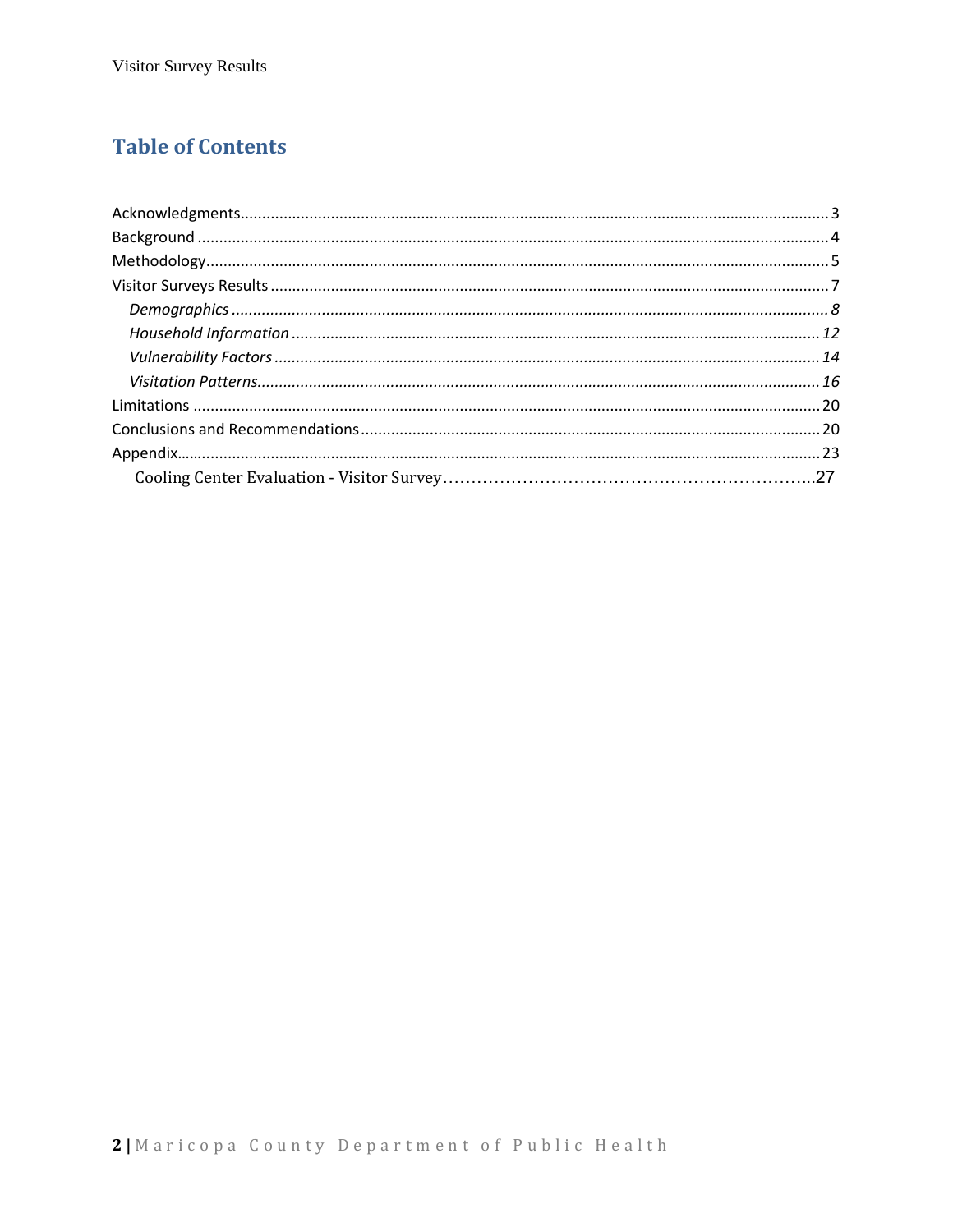## Table of Contents

Acknowledgments........................................................................................................................3
Background ................................................................................................................................4
Methodology...............................................................................................................................5
Visitor Surveys Results ..............................................................................................................7
  *Demographics* .......................................................................................................................*8*
  *Household Information* ..........................................................................................................*12*
  *Vulnerability Factors* .............................................................................................................*14*
  *Visitation Patterns*..................................................................................................................*16*
Limitations ................................................................................................................................20
Conclusions and Recommendations..........................................................................................20
Appendix....................................................................................................................................23
  Cooling Center Evaluation - Visitor Survey..........................................................................27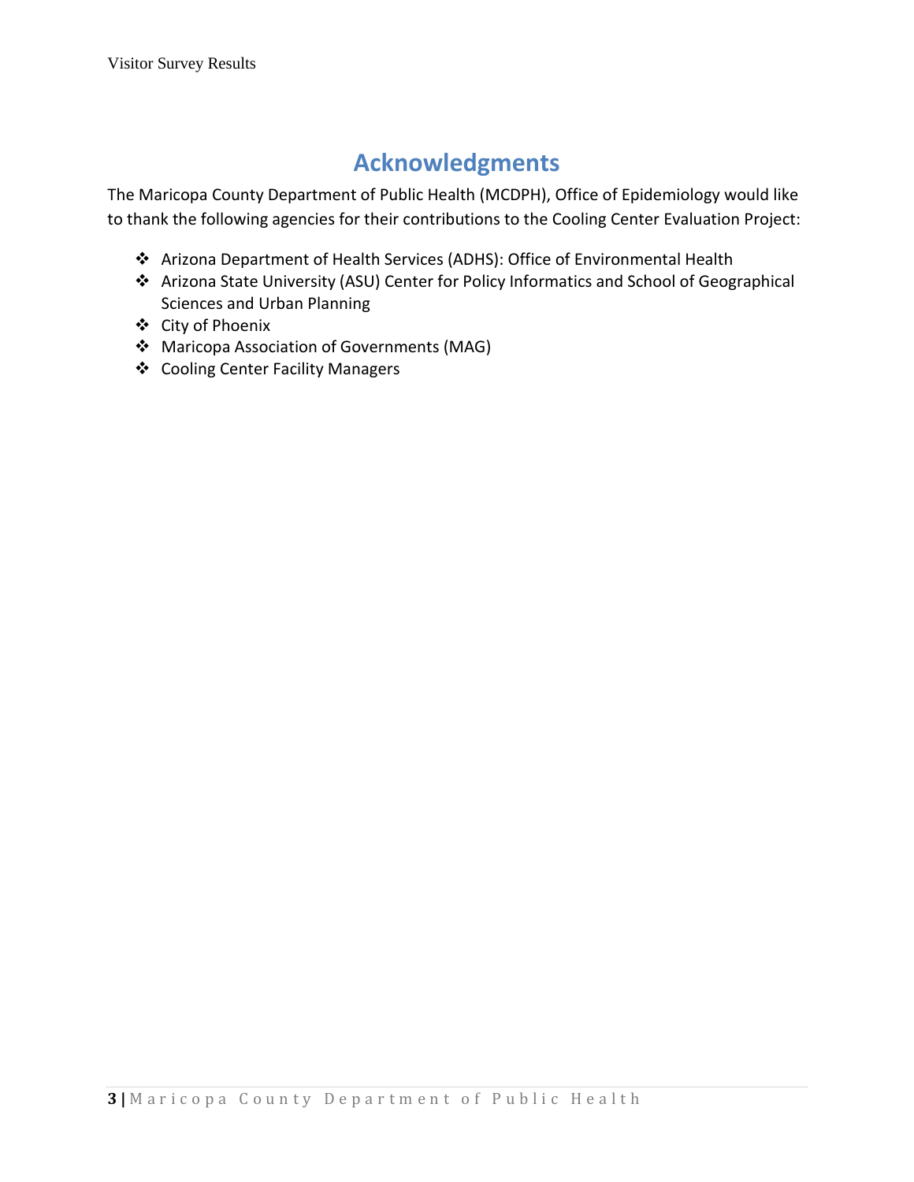## Acknowledgments

The Maricopa County Department of Public Health (MCDPH), Office of Epidemiology would like to thank the following agencies for their contributions to the Cooling Center Evaluation Project:

- Arizona Department of Health Services (ADHS): Office of Environmental Health
- Arizona State University (ASU) Center for Policy Informatics and School of Geographical Sciences and Urban Planning
- City of Phoenix
- Maricopa Association of Governments (MAG)
- Cooling Center Facility Managers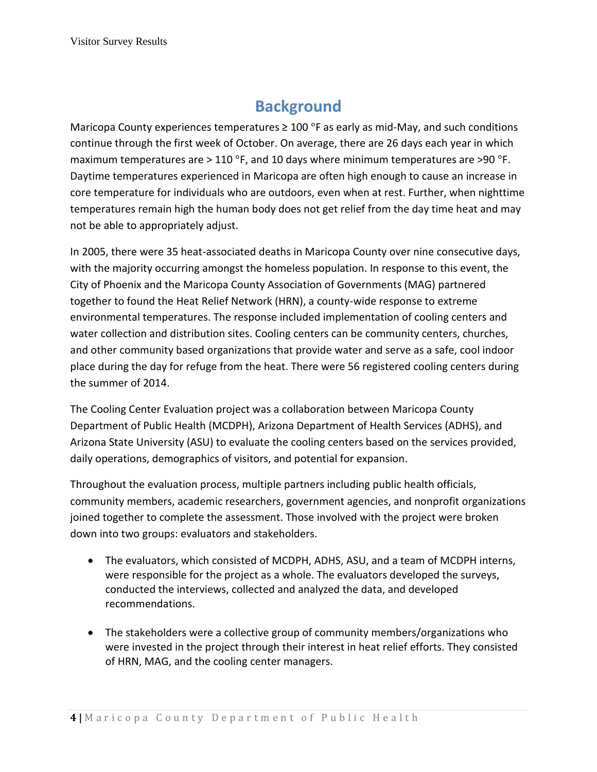# Background

Maricopa County experiences temperatures ≥ 100 °F as early as mid-May, and such conditions continue through the first week of October. On average, there are 26 days each year in which maximum temperatures are > 110 °F, and 10 days where minimum temperatures are >90 °F. Daytime temperatures experienced in Maricopa are often high enough to cause an increase in core temperature for individuals who are outdoors, even when at rest. Further, when nighttime temperatures remain high the human body does not get relief from the day time heat and may not be able to appropriately adjust.

In 2005, there were 35 heat-associated deaths in Maricopa County over nine consecutive days, with the majority occurring amongst the homeless population. In response to this event, the City of Phoenix and the Maricopa County Association of Governments (MAG) partnered together to found the Heat Relief Network (HRN), a county-wide response to extreme environmental temperatures. The response included implementation of cooling centers and water collection and distribution sites. Cooling centers can be community centers, churches, and other community based organizations that provide water and serve as a safe, cool indoor place during the day for refuge from the heat. There were 56 registered cooling centers during the summer of 2014.

The Cooling Center Evaluation project was a collaboration between Maricopa County Department of Public Health (MCDPH), Arizona Department of Health Services (ADHS), and Arizona State University (ASU) to evaluate the cooling centers based on the services provided, daily operations, demographics of visitors, and potential for expansion.

Throughout the evaluation process, multiple partners including public health officials, community members, academic researchers, government agencies, and nonprofit organizations joined together to complete the assessment. Those involved with the project were broken down into two groups: evaluators and stakeholders.

- The evaluators, which consisted of MCDPH, ADHS, ASU, and a team of MCDPH interns, were responsible for the project as a whole. The evaluators developed the surveys, conducted the interviews, collected and analyzed the data, and developed recommendations.
- The stakeholders were a collective group of community members/organizations who were invested in the project through their interest in heat relief efforts. They consisted of HRN, MAG, and the cooling center managers.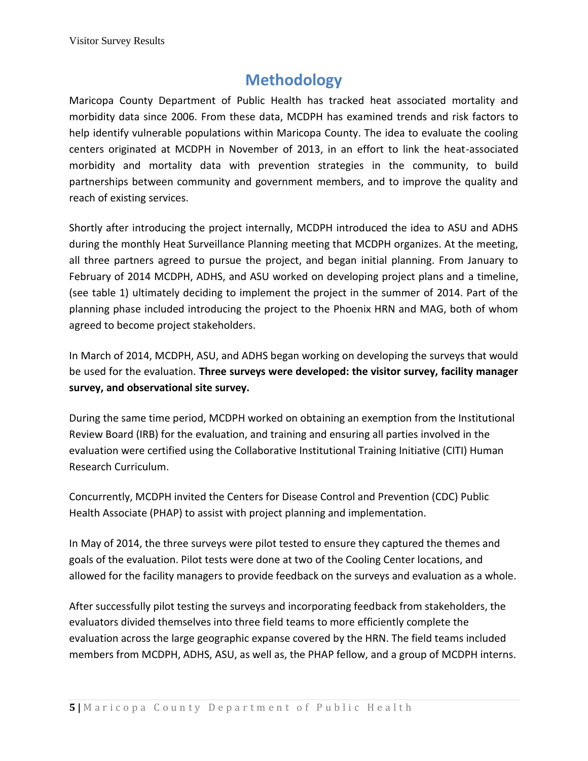# Methodology

Maricopa County Department of Public Health has tracked heat associated mortality and morbidity data since 2006. From these data, MCDPH has examined trends and risk factors to help identify vulnerable populations within Maricopa County. The idea to evaluate the cooling centers originated at MCDPH in November of 2013, in an effort to link the heat-associated morbidity and mortality data with prevention strategies in the community, to build partnerships between community and government members, and to improve the quality and reach of existing services.

Shortly after introducing the project internally, MCDPH introduced the idea to ASU and ADHS during the monthly Heat Surveillance Planning meeting that MCDPH organizes. At the meeting, all three partners agreed to pursue the project, and began initial planning. From January to February of 2014 MCDPH, ADHS, and ASU worked on developing project plans and a timeline, (see table 1) ultimately deciding to implement the project in the summer of 2014. Part of the planning phase included introducing the project to the Phoenix HRN and MAG, both of whom agreed to become project stakeholders.

In March of 2014, MCDPH, ASU, and ADHS began working on developing the surveys that would be used for the evaluation. **Three surveys were developed: the visitor survey, facility manager survey, and observational site survey.**

During the same time period, MCDPH worked on obtaining an exemption from the Institutional Review Board (IRB) for the evaluation, and training and ensuring all parties involved in the evaluation were certified using the Collaborative Institutional Training Initiative (CITI) Human Research Curriculum.

Concurrently, MCDPH invited the Centers for Disease Control and Prevention (CDC) Public Health Associate (PHAP) to assist with project planning and implementation.

In May of 2014, the three surveys were pilot tested to ensure they captured the themes and goals of the evaluation. Pilot tests were done at two of the Cooling Center locations, and allowed for the facility managers to provide feedback on the surveys and evaluation as a whole.

After successfully pilot testing the surveys and incorporating feedback from stakeholders, the evaluators divided themselves into three field teams to more efficiently complete the evaluation across the large geographic expanse covered by the HRN. The field teams included members from MCDPH, ADHS, ASU, as well as, the PHAP fellow, and a group of MCDPH interns.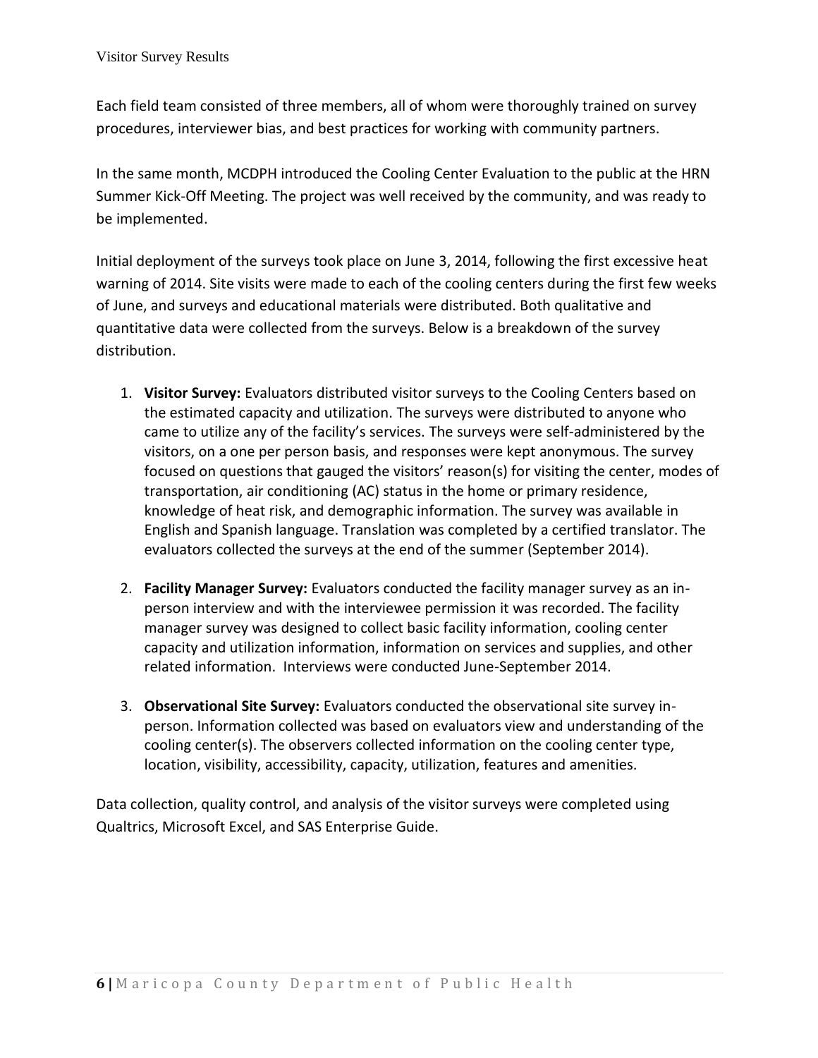Each field team consisted of three members, all of whom were thoroughly trained on survey procedures, interviewer bias, and best practices for working with community partners.

In the same month, MCDPH introduced the Cooling Center Evaluation to the public at the HRN Summer Kick-Off Meeting. The project was well received by the community, and was ready to be implemented.

Initial deployment of the surveys took place on June 3, 2014, following the first excessive heat warning of 2014. Site visits were made to each of the cooling centers during the first few weeks of June, and surveys and educational materials were distributed. Both qualitative and quantitative data were collected from the surveys. Below is a breakdown of the survey distribution.

1. **Visitor Survey:** Evaluators distributed visitor surveys to the Cooling Centers based on the estimated capacity and utilization. The surveys were distributed to anyone who came to utilize any of the facility's services. The surveys were self-administered by the visitors, on a one per person basis, and responses were kept anonymous. The survey focused on questions that gauged the visitors' reason(s) for visiting the center, modes of transportation, air conditioning (AC) status in the home or primary residence, knowledge of heat risk, and demographic information. The survey was available in English and Spanish language. Translation was completed by a certified translator. The evaluators collected the surveys at the end of the summer (September 2014).

2. **Facility Manager Survey:** Evaluators conducted the facility manager survey as an in-person interview and with the interviewee permission it was recorded. The facility manager survey was designed to collect basic facility information, cooling center capacity and utilization information, information on services and supplies, and other related information. Interviews were conducted June-September 2014.

3. **Observational Site Survey:** Evaluators conducted the observational site survey in-person. Information collected was based on evaluators view and understanding of the cooling center(s). The observers collected information on the cooling center type, location, visibility, accessibility, capacity, utilization, features and amenities.

Data collection, quality control, and analysis of the visitor surveys were completed using Qualtrics, Microsoft Excel, and SAS Enterprise Guide.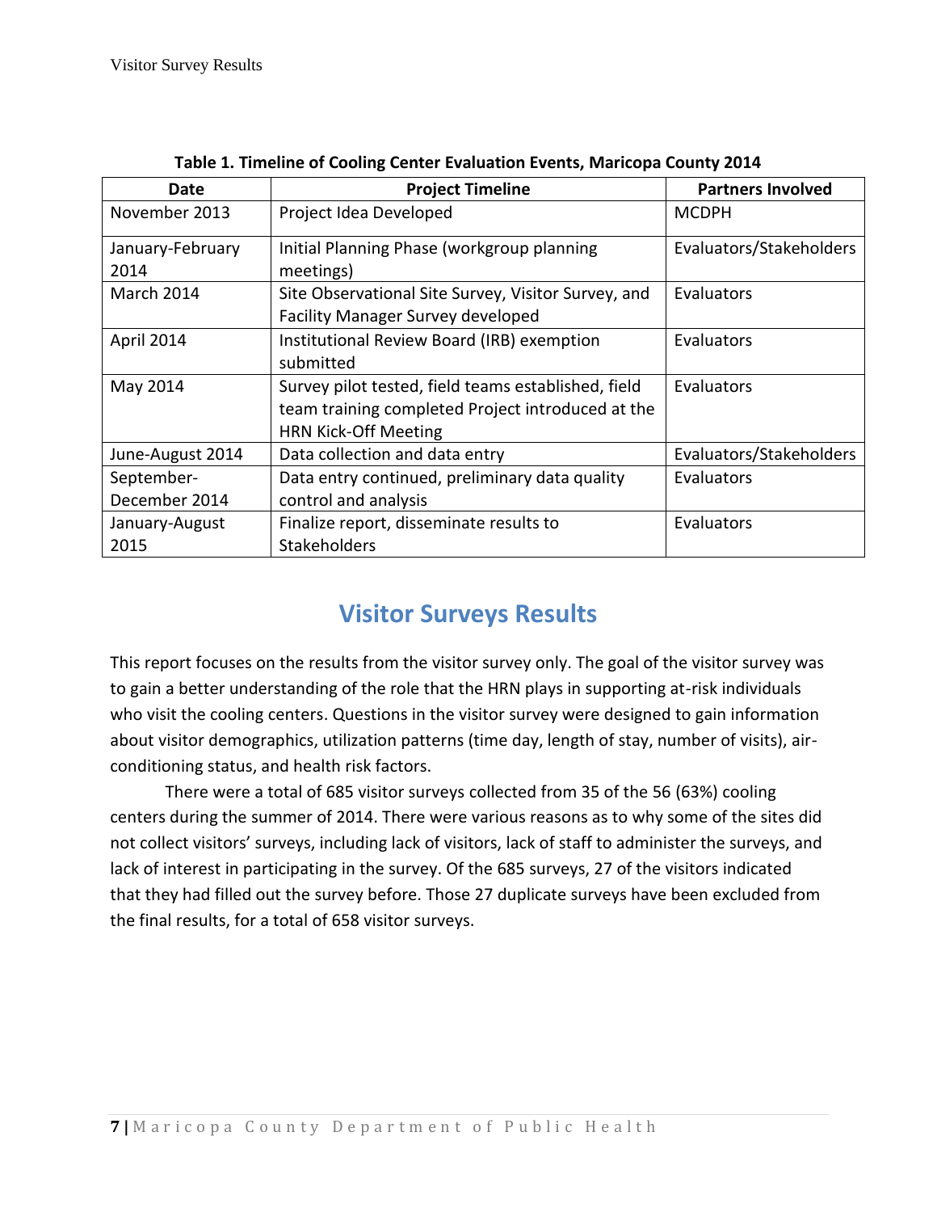**Table 1. Timeline of Cooling Center Evaluation Events, Maricopa County 2014**

| Date | Project Timeline | Partners Involved |
| --- | --- | --- |
| November 2013 | Project Idea Developed | MCDPH |
| January-February 2014 | Initial Planning Phase (workgroup planning meetings) | Evaluators/Stakeholders |
| March 2014 | Site Observational Site Survey, Visitor Survey, and Facility Manager Survey developed | Evaluators |
| April 2014 | Institutional Review Board (IRB) exemption submitted | Evaluators |
| May 2014 | Survey pilot tested, field teams established, field team training completed Project introduced at the HRN Kick-Off Meeting | Evaluators |
| June-August 2014 | Data collection and data entry | Evaluators/Stakeholders |
| September-December 2014 | Data entry continued, preliminary data quality control and analysis | Evaluators |
| January-August 2015 | Finalize report, disseminate results to Stakeholders | Evaluators |

## Visitor Surveys Results

This report focuses on the results from the visitor survey only. The goal of the visitor survey was to gain a better understanding of the role that the HRN plays in supporting at-risk individuals who visit the cooling centers. Questions in the visitor survey were designed to gain information about visitor demographics, utilization patterns (time day, length of stay, number of visits), air-conditioning status, and health risk factors.

There were a total of 685 visitor surveys collected from 35 of the 56 (63%) cooling centers during the summer of 2014. There were various reasons as to why some of the sites did not collect visitors' surveys, including lack of visitors, lack of staff to administer the surveys, and lack of interest in participating in the survey. Of the 685 surveys, 27 of the visitors indicated that they had filled out the survey before. Those 27 duplicate surveys have been excluded from the final results, for a total of 658 visitor surveys.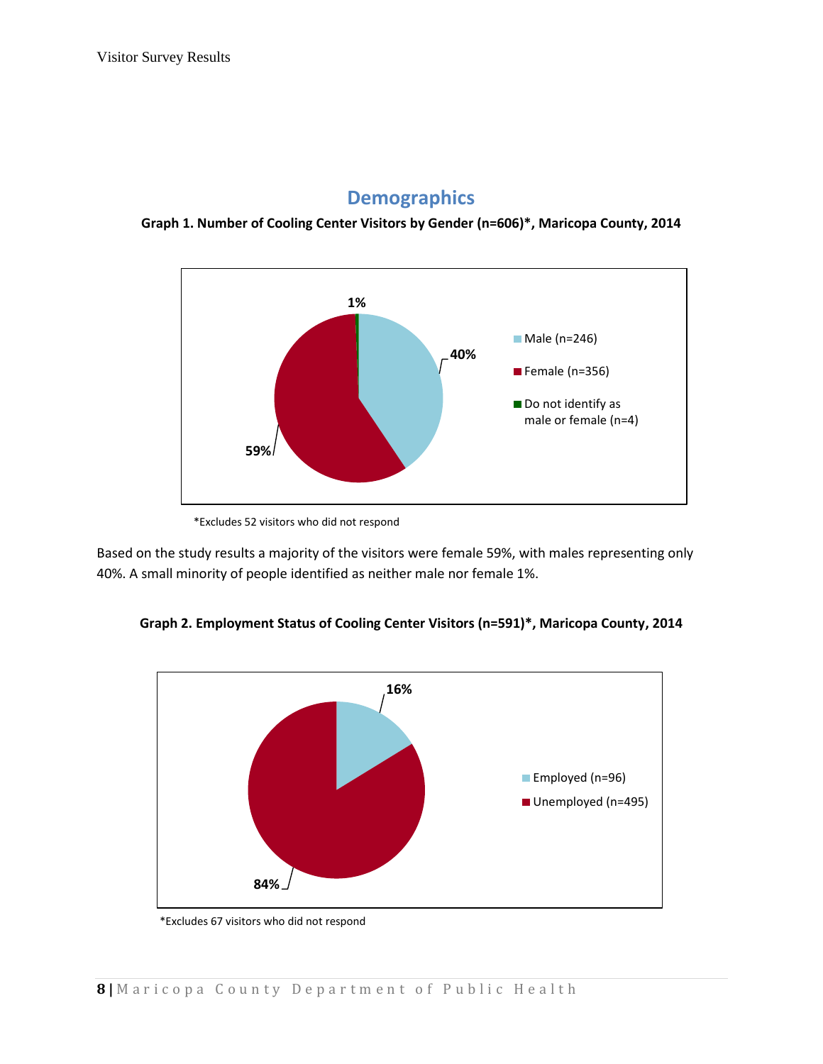## Demographics

**Graph 1. Number of Cooling Center Visitors by Gender (n=606)*, Maricopa County, 2014**

| Gender | n | Percent |
|---|---|---|
| Male | 246 | 40% |
| Female | 356 | 59% |
| Do not identify as male or female | 4 | 1% |

*Excludes 52 visitors who did not respond

Based on the study results a majority of the visitors were female 59%, with males representing only 40%. A small minority of people identified as neither male nor female 1%.

**Graph 2. Employment Status of Cooling Center Visitors (n=591)*, Maricopa County, 2014**

| Employment Status | n | Percent |
|---|---|---|
| Employed | 96 | 16% |
| Unemployed | 495 | 84% |

*Excludes 67 visitors who did not respond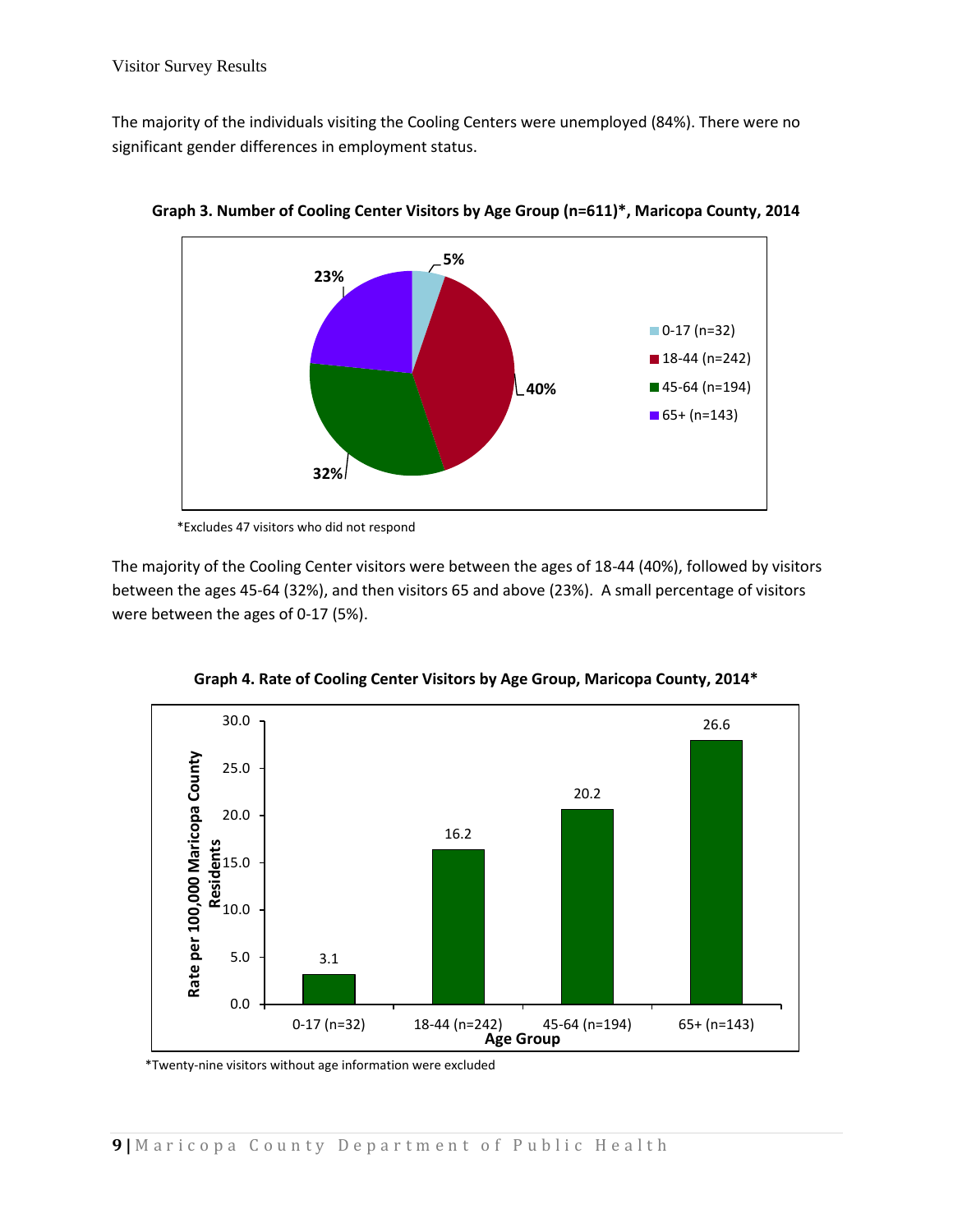The majority of the individuals visiting the Cooling Centers were unemployed (84%). There were no significant gender differences in employment status.

**Graph 3. Number of Cooling Center Visitors by Age Group (n=611)*, Maricopa County, 2014**

| Age Group | Percent |
|---|---|
| 0-17 (n=32) | 5% |
| 18-44 (n=242) | 40% |
| 45-64 (n=194) | 32% |
| 65+ (n=143) | 23% |

*Excludes 47 visitors who did not respond

The majority of the Cooling Center visitors were between the ages of 18-44 (40%), followed by visitors between the ages 45-64 (32%), and then visitors 65 and above (23%). A small percentage of visitors were between the ages of 0-17 (5%).

**Graph 4. Rate of Cooling Center Visitors by Age Group, Maricopa County, 2014***

| Age Group | Rate per 100,000 Maricopa County Residents |
|---|---|
| 0-17 (n=32) | 3.1 |
| 18-44 (n=242) | 16.2 |
| 45-64 (n=194) | 20.2 |
| 65+ (n=143) | 26.6 |

*Twenty-nine visitors without age information were excluded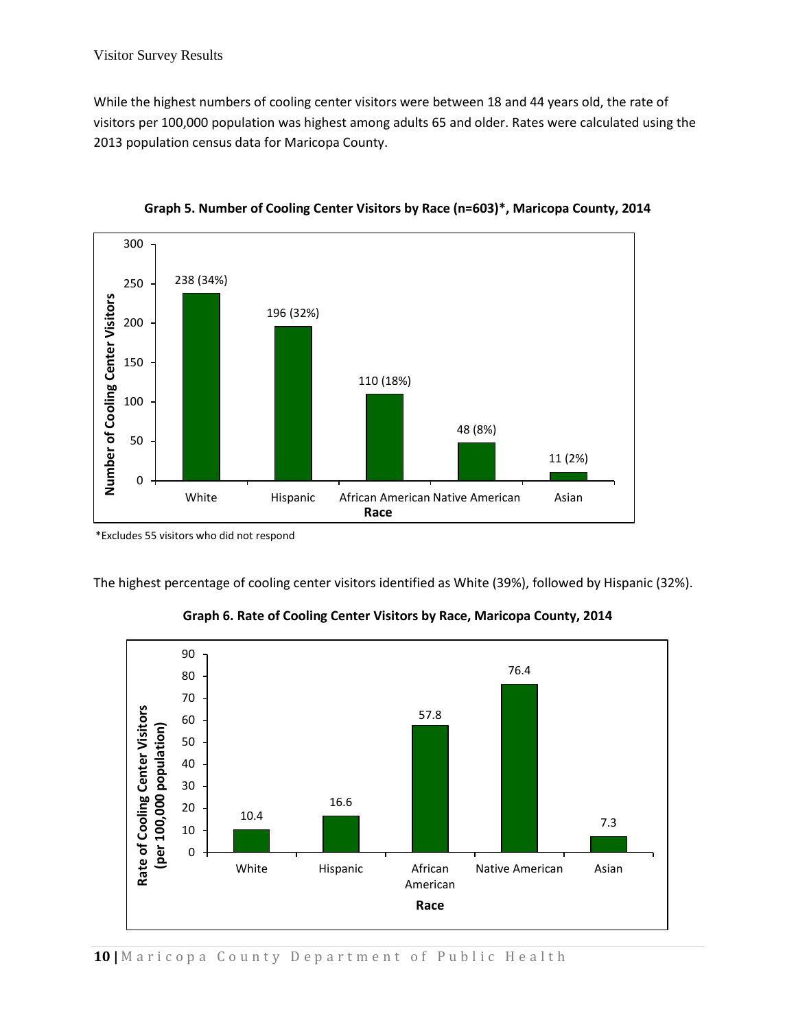While the highest numbers of cooling center visitors were between 18 and 44 years old, the rate of visitors per 100,000 population was highest among adults 65 and older. Rates were calculated using the 2013 population census data for Maricopa County.

**Graph 5. Number of Cooling Center Visitors by Race (n=603)*, Maricopa County, 2014**

| Race | Number of Cooling Center Visitors |
|---|---|
| White | 238 (34%) |
| Hispanic | 196 (32%) |
| African American | 110 (18%) |
| Native American | 48 (8%) |
| Asian | 11 (2%) |

*Excludes 55 visitors who did not respond

The highest percentage of cooling center visitors identified as White (39%), followed by Hispanic (32%).

**Graph 6. Rate of Cooling Center Visitors by Race, Maricopa County, 2014**

| Race | Rate of Cooling Center Visitors (per 100,000 population) |
|---|---|
| White | 10.4 |
| Hispanic | 16.6 |
| African American | 57.8 |
| Native American | 76.4 |
| Asian | 7.3 |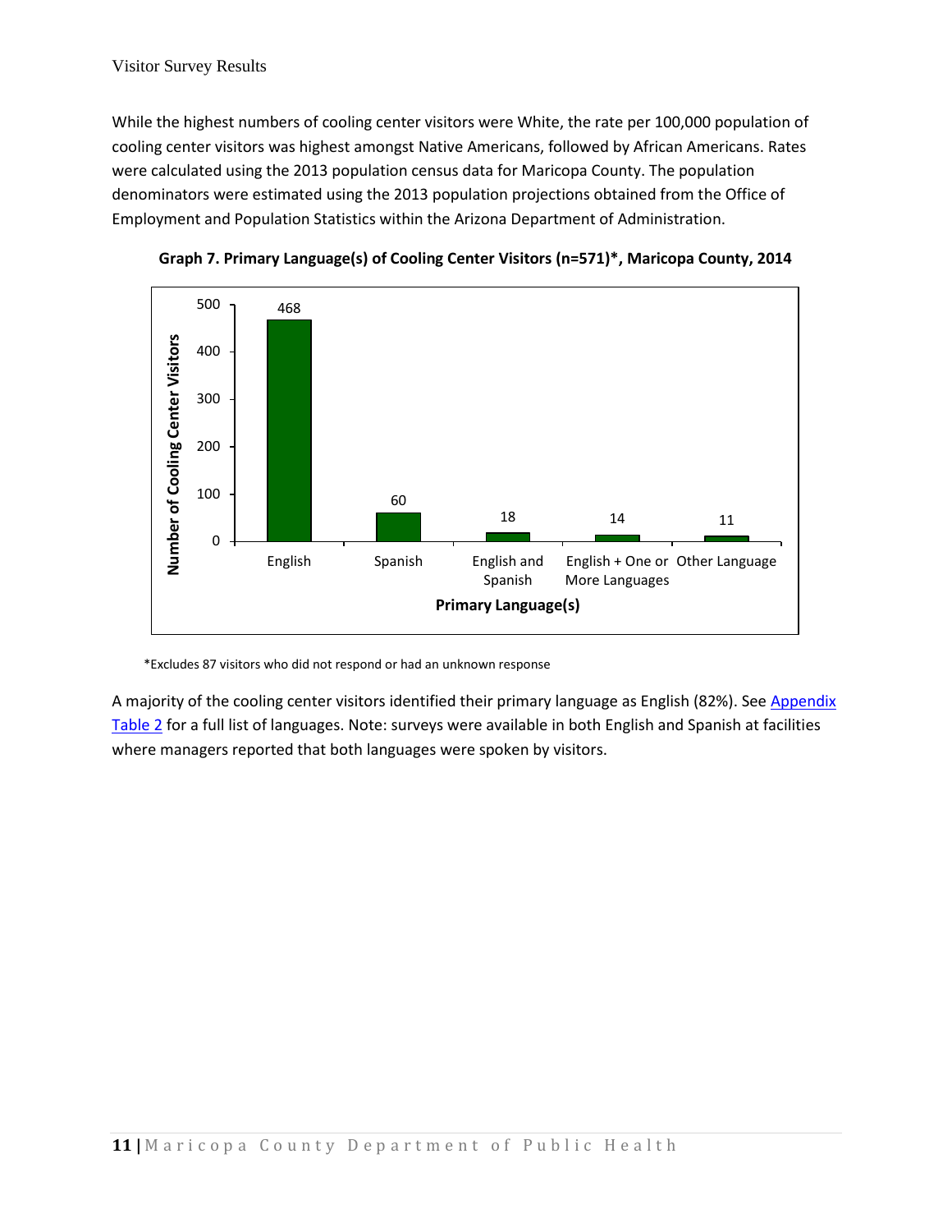While the highest numbers of cooling center visitors were White, the rate per 100,000 population of cooling center visitors was highest amongst Native Americans, followed by African Americans. Rates were calculated using the 2013 population census data for Maricopa County. The population denominators were estimated using the 2013 population projections obtained from the Office of Employment and Population Statistics within the Arizona Department of Administration.

**Graph 7. Primary Language(s) of Cooling Center Visitors (n=571)*, Maricopa County, 2014**

| Primary Language(s) | Number of Cooling Center Visitors |
|---|---|
| English | 468 |
| Spanish | 60 |
| English and Spanish | 18 |
| English + One or More Languages | 14 |
| Other Language | 11 |

*Excludes 87 visitors who did not respond or had an unknown response

A majority of the cooling center visitors identified their primary language as English (82%). See Appendix Table 2 for a full list of languages. Note: surveys were available in both English and Spanish at facilities where managers reported that both languages were spoken by visitors.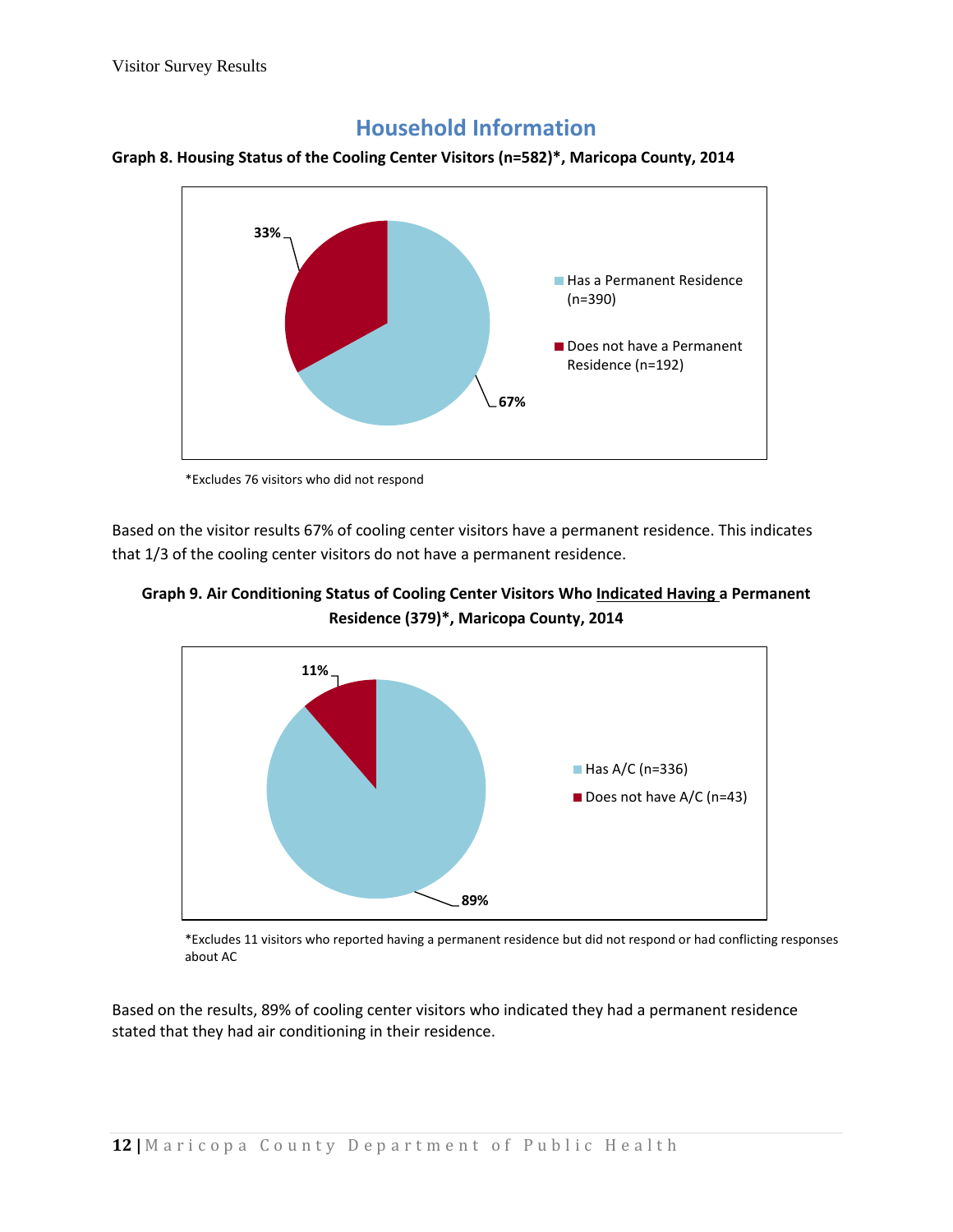## Household Information

**Graph 8. Housing Status of the Cooling Center Visitors (n=582)*, Maricopa County, 2014**

33%

67%

Has a Permanent Residence (n=390)

Does not have a Permanent Residence (n=192)

*Excludes 76 visitors who did not respond

Based on the visitor results 67% of cooling center visitors have a permanent residence. This indicates that 1/3 of the cooling center visitors do not have a permanent residence.

**Graph 9. Air Conditioning Status of Cooling Center Visitors Who Indicated Having a Permanent Residence (379)*, Maricopa County, 2014**

11%

89%

Has A/C (n=336)

Does not have A/C (n=43)

*Excludes 11 visitors who reported having a permanent residence but did not respond or had conflicting responses about AC

Based on the results, 89% of cooling center visitors who indicated they had a permanent residence stated that they had air conditioning in their residence.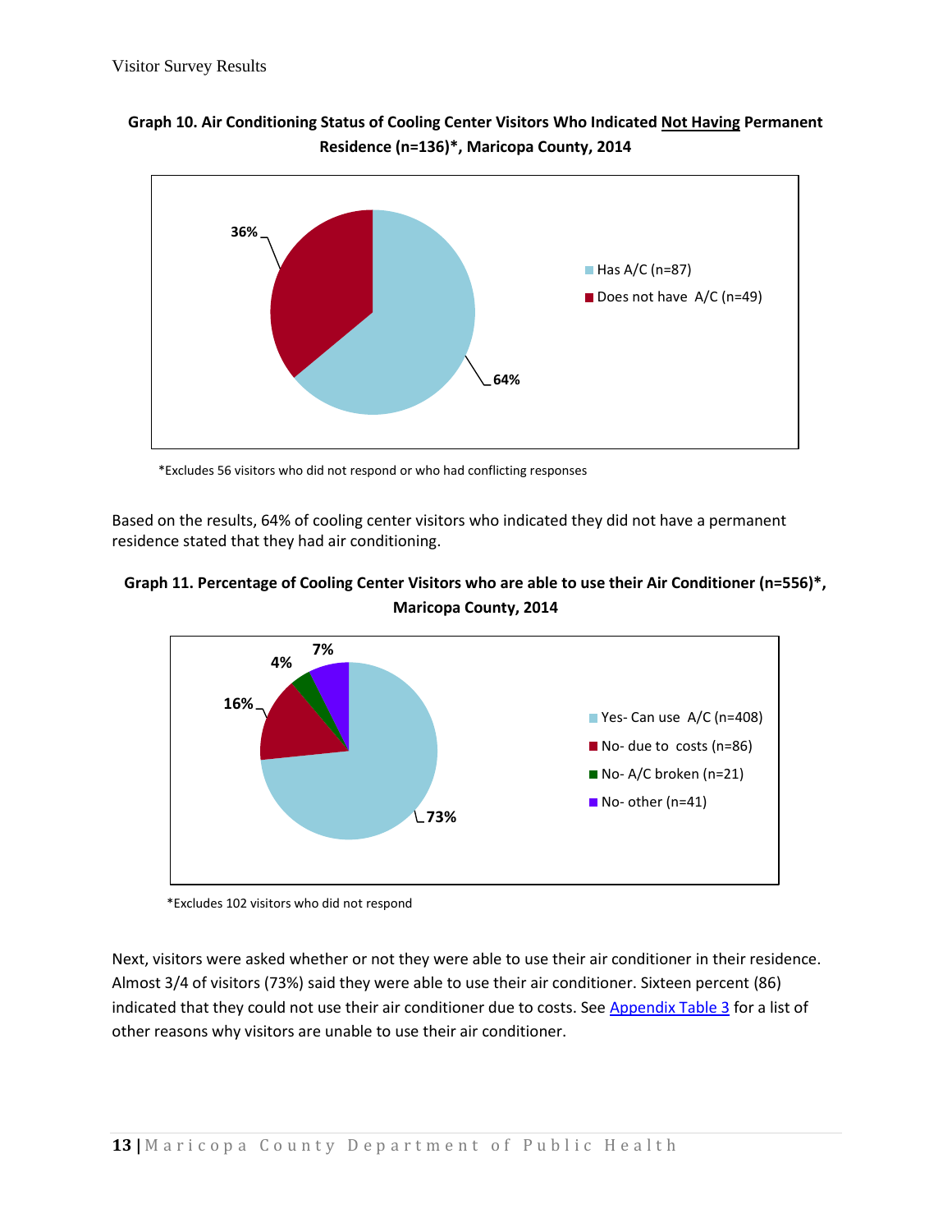**Graph 10. Air Conditioning Status of Cooling Center Visitors Who Indicated Not Having Permanent Residence (n=136)*, Maricopa County, 2014**

*Excludes 56 visitors who did not respond or who had conflicting responses

Based on the results, 64% of cooling center visitors who indicated they did not have a permanent residence stated that they had air conditioning.

**Graph 11. Percentage of Cooling Center Visitors who are able to use their Air Conditioner (n=556)*, Maricopa County, 2014**

*Excludes 102 visitors who did not respond

Next, visitors were asked whether or not they were able to use their air conditioner in their residence. Almost 3/4 of visitors (73%) said they were able to use their air conditioner. Sixteen percent (86) indicated that they could not use their air conditioner due to costs. See Appendix Table 3 for a list of other reasons why visitors are unable to use their air conditioner.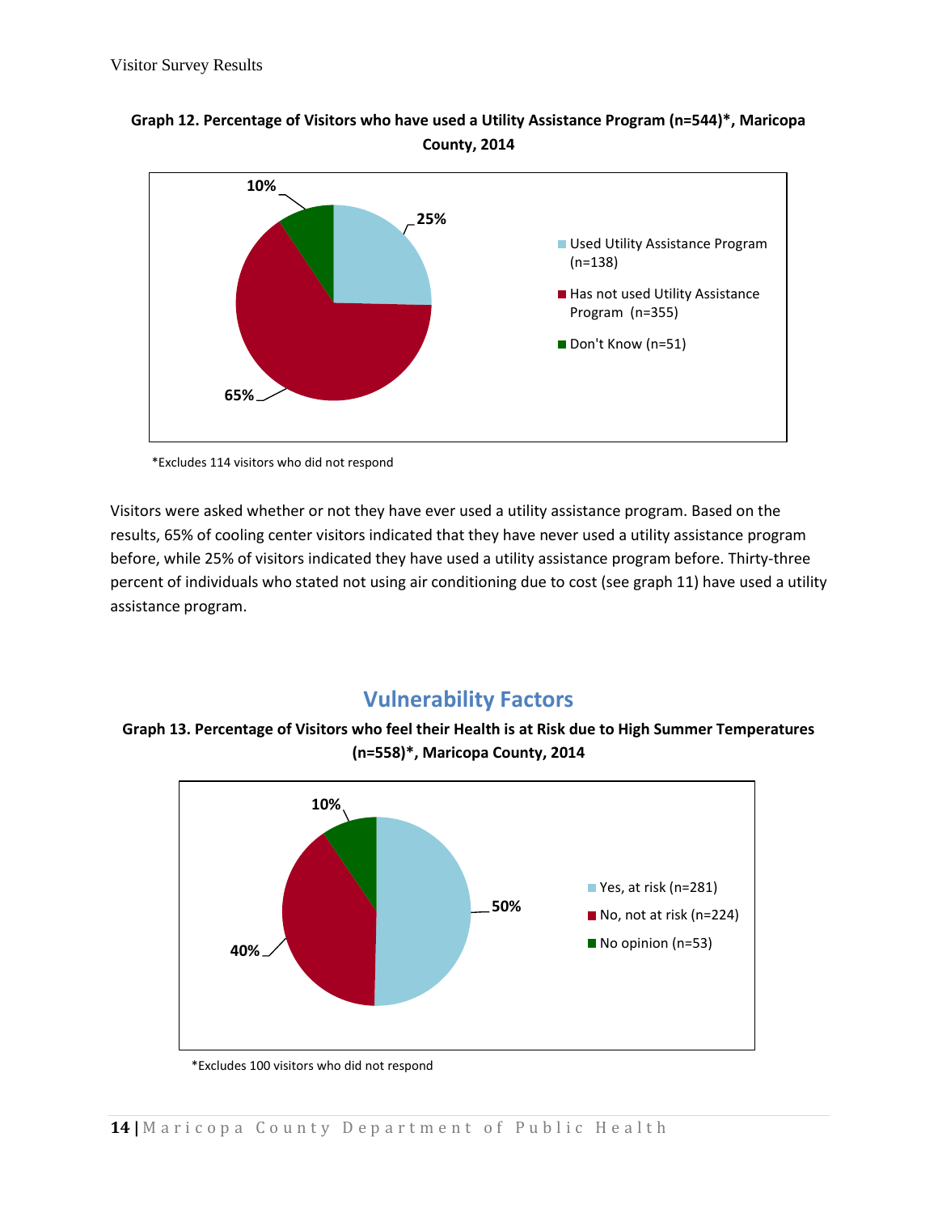**Graph 12. Percentage of Visitors who have used a Utility Assistance Program (n=544)*, Maricopa County, 2014**

| Response | Percentage |
|---|---|
| Used Utility Assistance Program (n=138) | 25% |
| Has not used Utility Assistance Program (n=355) | 65% |
| Don't Know (n=51) | 10% |

*Excludes 114 visitors who did not respond

Visitors were asked whether or not they have ever used a utility assistance program. Based on the results, 65% of cooling center visitors indicated that they have never used a utility assistance program before, while 25% of visitors indicated they have used a utility assistance program before. Thirty-three percent of individuals who stated not using air conditioning due to cost (see graph 11) have used a utility assistance program.

## Vulnerability Factors

**Graph 13. Percentage of Visitors who feel their Health is at Risk due to High Summer Temperatures (n=558)*, Maricopa County, 2014**

| Response | Percentage |
|---|---|
| Yes, at risk (n=281) | 50% |
| No, not at risk (n=224) | 40% |
| No opinion (n=53) | 10% |

*Excludes 100 visitors who did not respond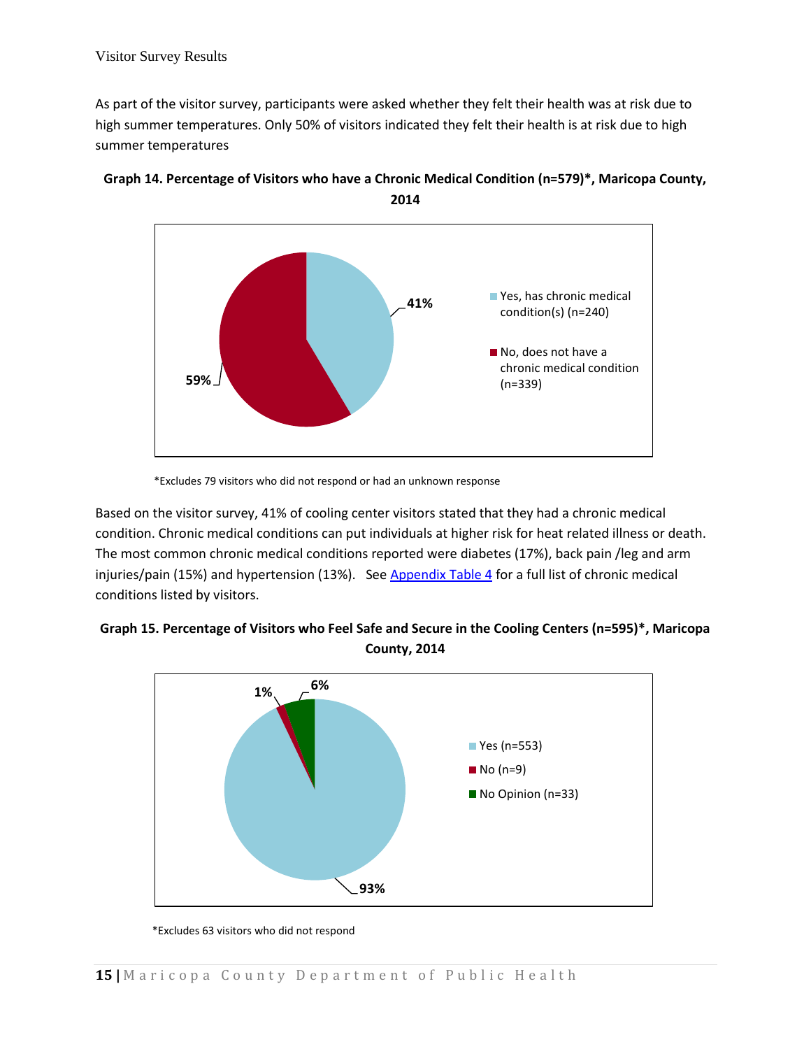Visitor Survey Results

As part of the visitor survey, participants were asked whether they felt their health was at risk due to high summer temperatures. Only 50% of visitors indicated they felt their health is at risk due to high summer temperatures

**Graph 14. Percentage of Visitors who have a Chronic Medical Condition (n=579)*, Maricopa County, 2014**

| Response | Percentage |
|---|---|
| Yes, has chronic medical condition(s) (n=240) | 41% |
| No, does not have a chronic medical condition (n=339) | 59% |

*Excludes 79 visitors who did not respond or had an unknown response

Based on the visitor survey, 41% of cooling center visitors stated that they had a chronic medical condition. Chronic medical conditions can put individuals at higher risk for heat related illness or death. The most common chronic medical conditions reported were diabetes (17%), back pain /leg and arm injuries/pain (15%) and hypertension (13%). See Appendix Table 4 for a full list of chronic medical conditions listed by visitors.

**Graph 15. Percentage of Visitors who Feel Safe and Secure in the Cooling Centers (n=595)*, Maricopa County, 2014**

| Response | Percentage |
|---|---|
| Yes (n=553) | 93% |
| No (n=9) | 1% |
| No Opinion (n=33) | 6% |

*Excludes 63 visitors who did not respond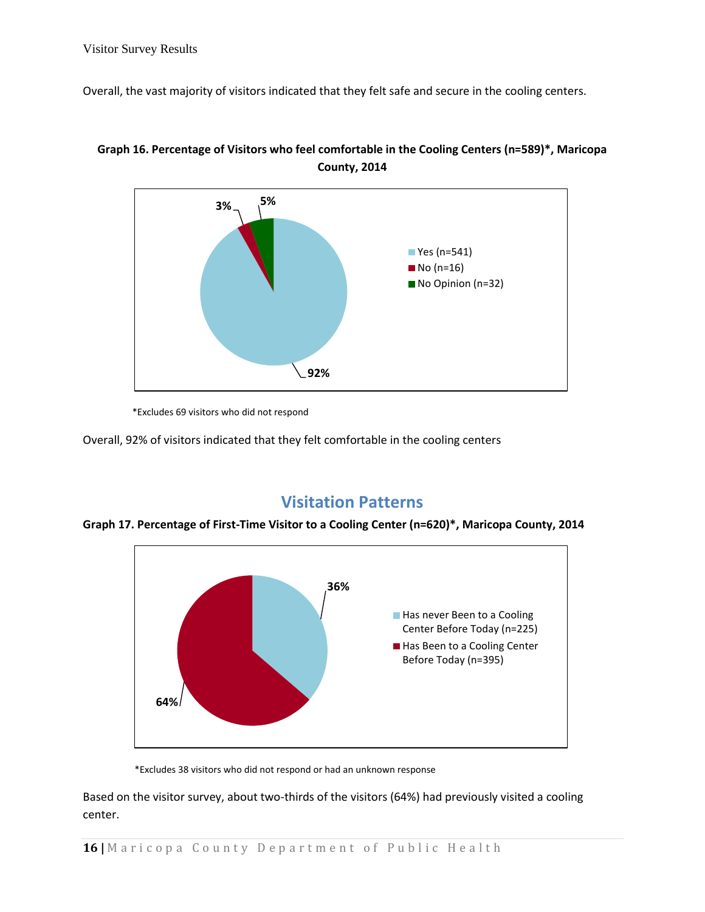Overall, the vast majority of visitors indicated that they felt safe and secure in the cooling centers.

**Graph 16. Percentage of Visitors who feel comfortable in the Cooling Centers (n=589)*, Maricopa County, 2014**

| Response | Percentage |
|---|---|
| Yes (n=541) | 92% |
| No (n=16) | 3% |
| No Opinion (n=32) | 5% |

*Excludes 69 visitors who did not respond

Overall, 92% of visitors indicated that they felt comfortable in the cooling centers

## Visitation Patterns

**Graph 17. Percentage of First-Time Visitor to a Cooling Center (n=620)*, Maricopa County, 2014**

| Response | Percentage |
|---|---|
| Has never Been to a Cooling Center Before Today (n=225) | 36% |
| Has Been to a Cooling Center Before Today (n=395) | 64% |

*Excludes 38 visitors who did not respond or had an unknown response

Based on the visitor survey, about two-thirds of the visitors (64%) had previously visited a cooling center.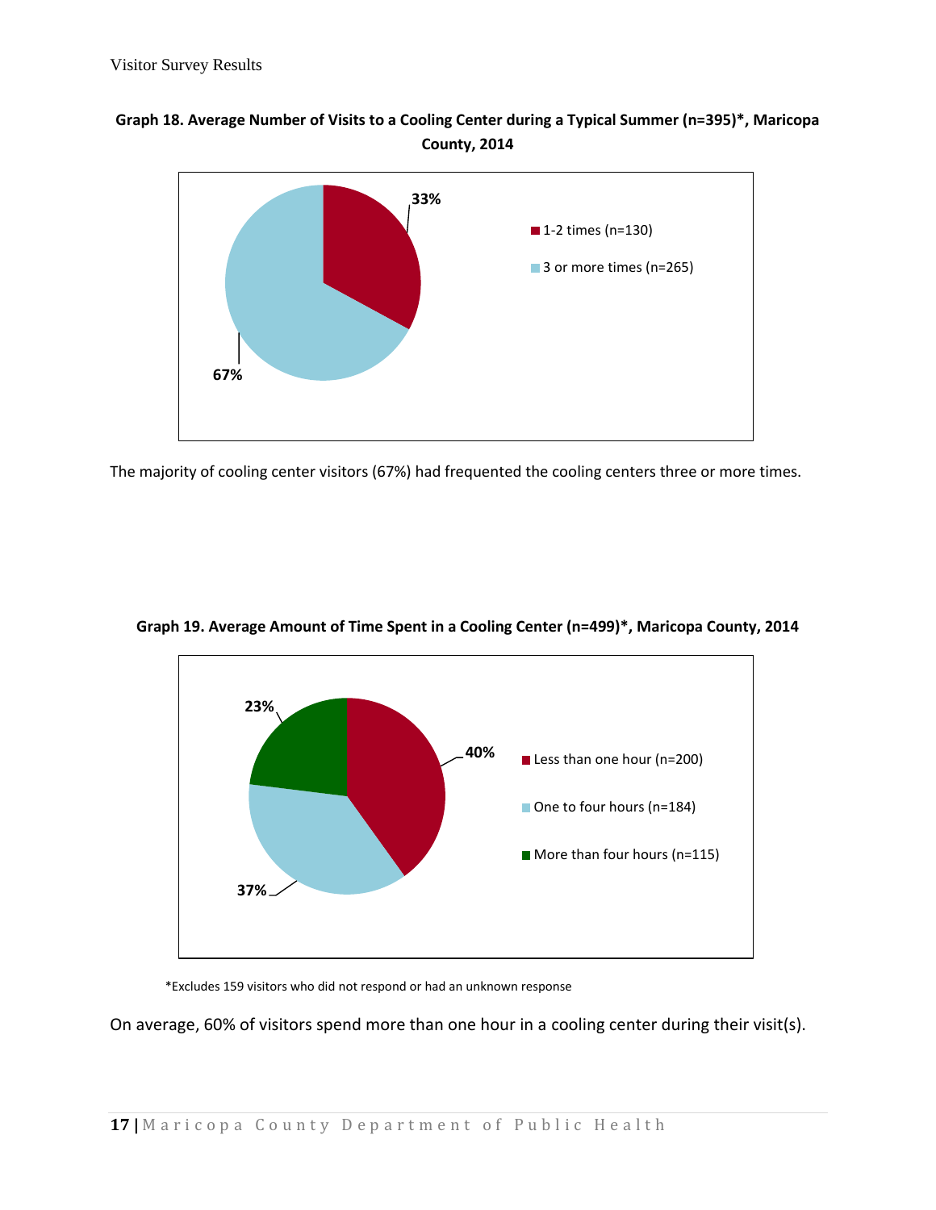**Graph 18. Average Number of Visits to a Cooling Center during a Typical Summer (n=395)*, Maricopa County, 2014**

| Response | Percent |
|---|---|
| 1-2 times (n=130) | 33% |
| 3 or more times (n=265) | 67% |

The majority of cooling center visitors (67%) had frequented the cooling centers three or more times.

**Graph 19. Average Amount of Time Spent in a Cooling Center (n=499)*, Maricopa County, 2014**

| Response | Percent |
|---|---|
| Less than one hour (n=200) | 40% |
| One to four hours (n=184) | 37% |
| More than four hours (n=115) | 23% |

*Excludes 159 visitors who did not respond or had an unknown response

On average, 60% of visitors spend more than one hour in a cooling center during their visit(s).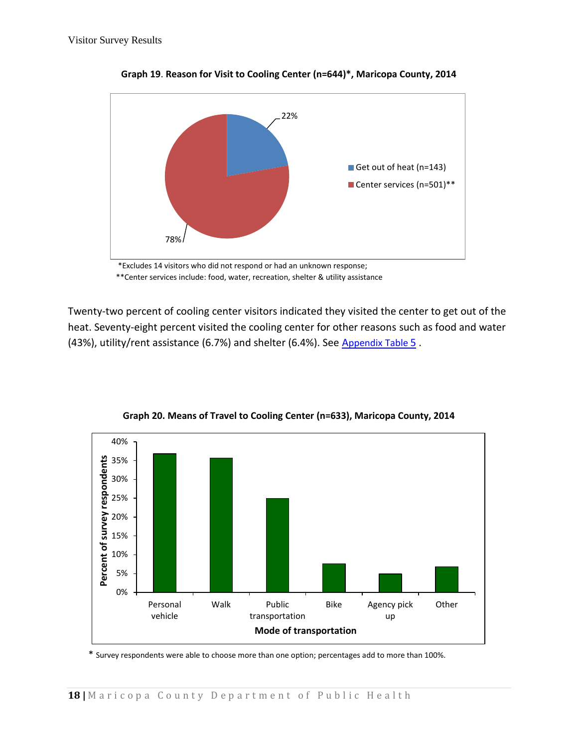**Graph 19. Reason for Visit to Cooling Center (n=644)*, Maricopa County, 2014**

*Excludes 14 visitors who did not respond or had an unknown response;

**Center services include: food, water, recreation, shelter & utility assistance

Twenty-two percent of cooling center visitors indicated they visited the center to get out of the heat. Seventy-eight percent visited the cooling center for other reasons such as food and water (43%), utility/rent assistance (6.7%) and shelter (6.4%). See Appendix Table 5 .

**Graph 20. Means of Travel to Cooling Center (n=633), Maricopa County, 2014**

* Survey respondents were able to choose more than one option; percentages add to more than 100%.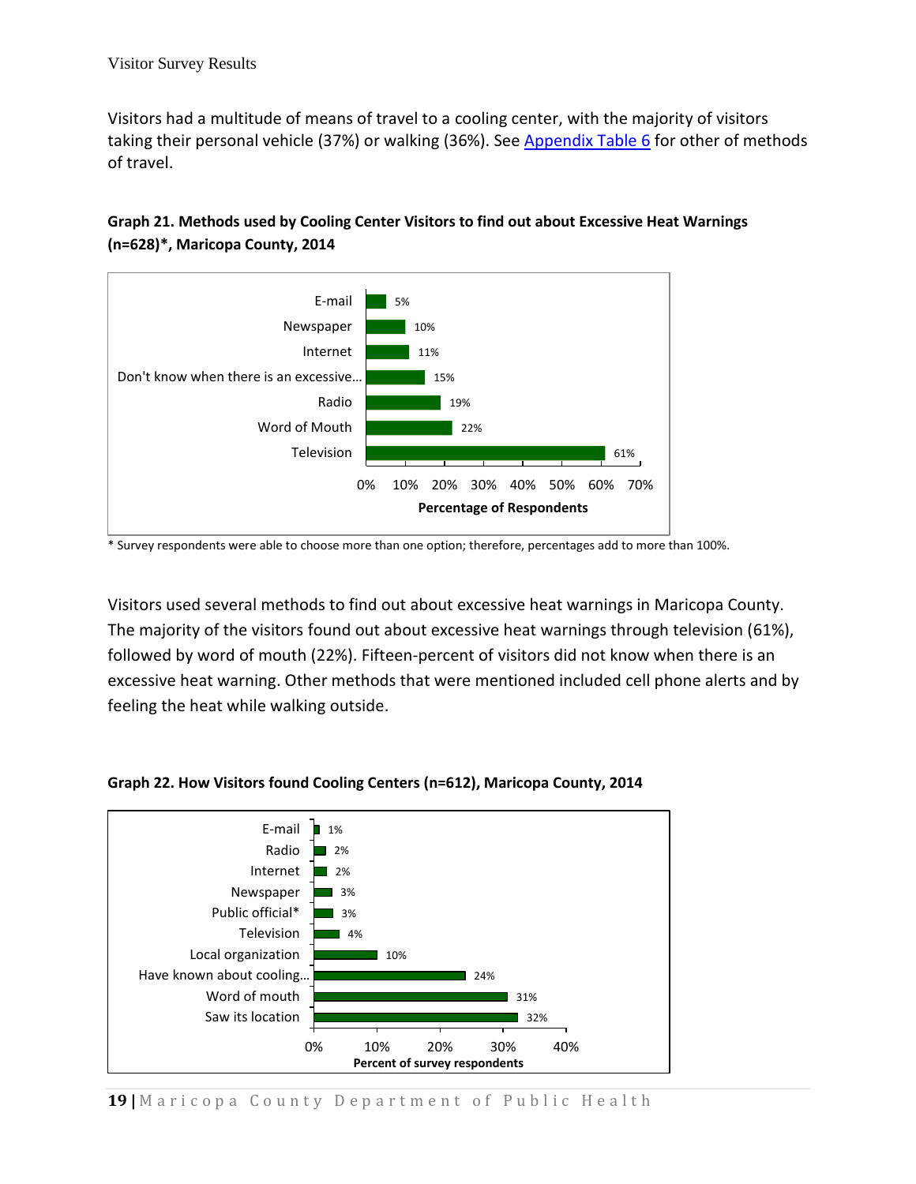Visitors had a multitude of means of travel to a cooling center, with the majority of visitors taking their personal vehicle (37%) or walking (36%). See Appendix Table 6 for other of methods of travel.

**Graph 21. Methods used by Cooling Center Visitors to find out about Excessive Heat Warnings (n=628)*, Maricopa County, 2014**

| Method | Percentage of Respondents |
|---|---|
| E-mail | 5% |
| Newspaper | 10% |
| Internet | 11% |
| Don't know when there is an excessive… | 15% |
| Radio | 19% |
| Word of Mouth | 22% |
| Television | 61% |

\* Survey respondents were able to choose more than one option; therefore, percentages add to more than 100%.

Visitors used several methods to find out about excessive heat warnings in Maricopa County. The majority of the visitors found out about excessive heat warnings through television (61%), followed by word of mouth (22%). Fifteen-percent of visitors did not know when there is an excessive heat warning. Other methods that were mentioned included cell phone alerts and by feeling the heat while walking outside.

**Graph 22. How Visitors found Cooling Centers (n=612), Maricopa County, 2014**

| Method | Percent of survey respondents |
|---|---|
| E-mail | 1% |
| Radio | 2% |
| Internet | 2% |
| Newspaper | 3% |
| Public official* | 3% |
| Television | 4% |
| Local organization | 10% |
| Have known about cooling… | 24% |
| Word of mouth | 31% |
| Saw its location | 32% |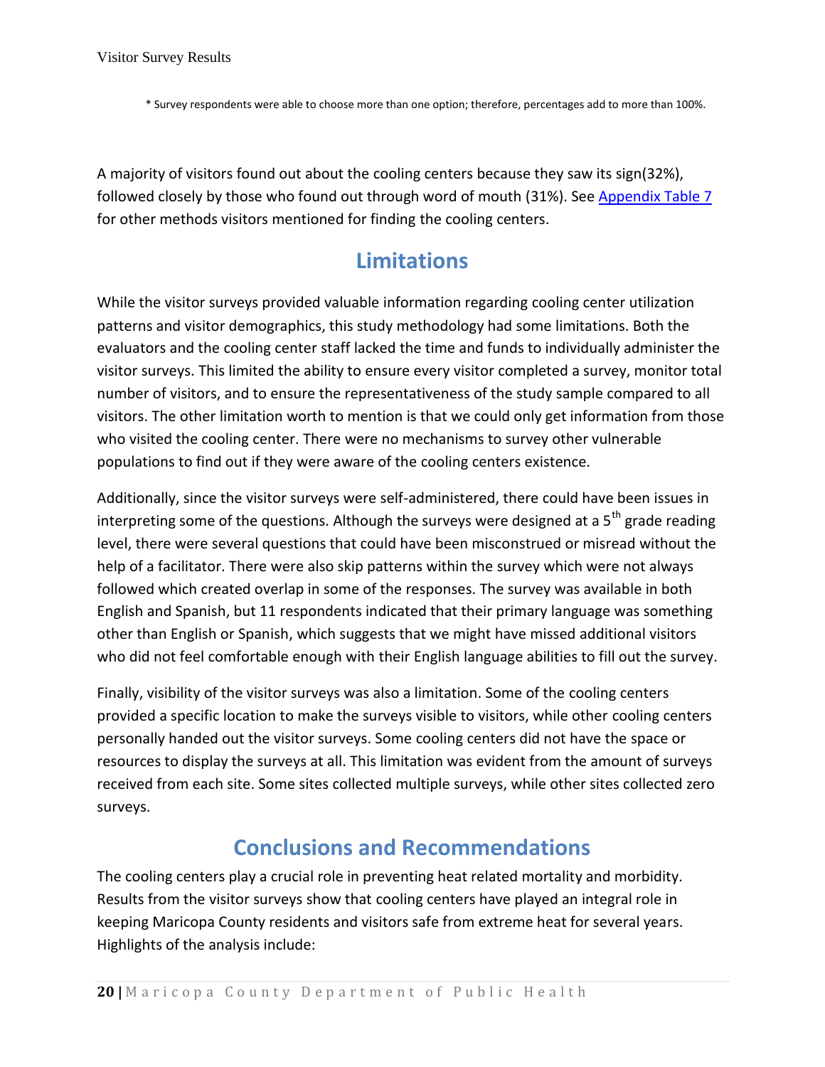\* Survey respondents were able to choose more than one option; therefore, percentages add to more than 100%.

A majority of visitors found out about the cooling centers because they saw its sign(32%), followed closely by those who found out through word of mouth (31%). See Appendix Table 7 for other methods visitors mentioned for finding the cooling centers.

## Limitations

While the visitor surveys provided valuable information regarding cooling center utilization patterns and visitor demographics, this study methodology had some limitations. Both the evaluators and the cooling center staff lacked the time and funds to individually administer the visitor surveys. This limited the ability to ensure every visitor completed a survey, monitor total number of visitors, and to ensure the representativeness of the study sample compared to all visitors. The other limitation worth to mention is that we could only get information from those who visited the cooling center. There were no mechanisms to survey other vulnerable populations to find out if they were aware of the cooling centers existence.

Additionally, since the visitor surveys were self-administered, there could have been issues in interpreting some of the questions. Although the surveys were designed at a 5th grade reading level, there were several questions that could have been misconstrued or misread without the help of a facilitator. There were also skip patterns within the survey which were not always followed which created overlap in some of the responses. The survey was available in both English and Spanish, but 11 respondents indicated that their primary language was something other than English or Spanish, which suggests that we might have missed additional visitors who did not feel comfortable enough with their English language abilities to fill out the survey.

Finally, visibility of the visitor surveys was also a limitation. Some of the cooling centers provided a specific location to make the surveys visible to visitors, while other cooling centers personally handed out the visitor surveys. Some cooling centers did not have the space or resources to display the surveys at all. This limitation was evident from the amount of surveys received from each site. Some sites collected multiple surveys, while other sites collected zero surveys.

## Conclusions and Recommendations

The cooling centers play a crucial role in preventing heat related mortality and morbidity. Results from the visitor surveys show that cooling centers have played an integral role in keeping Maricopa County residents and visitors safe from extreme heat for several years. Highlights of the analysis include: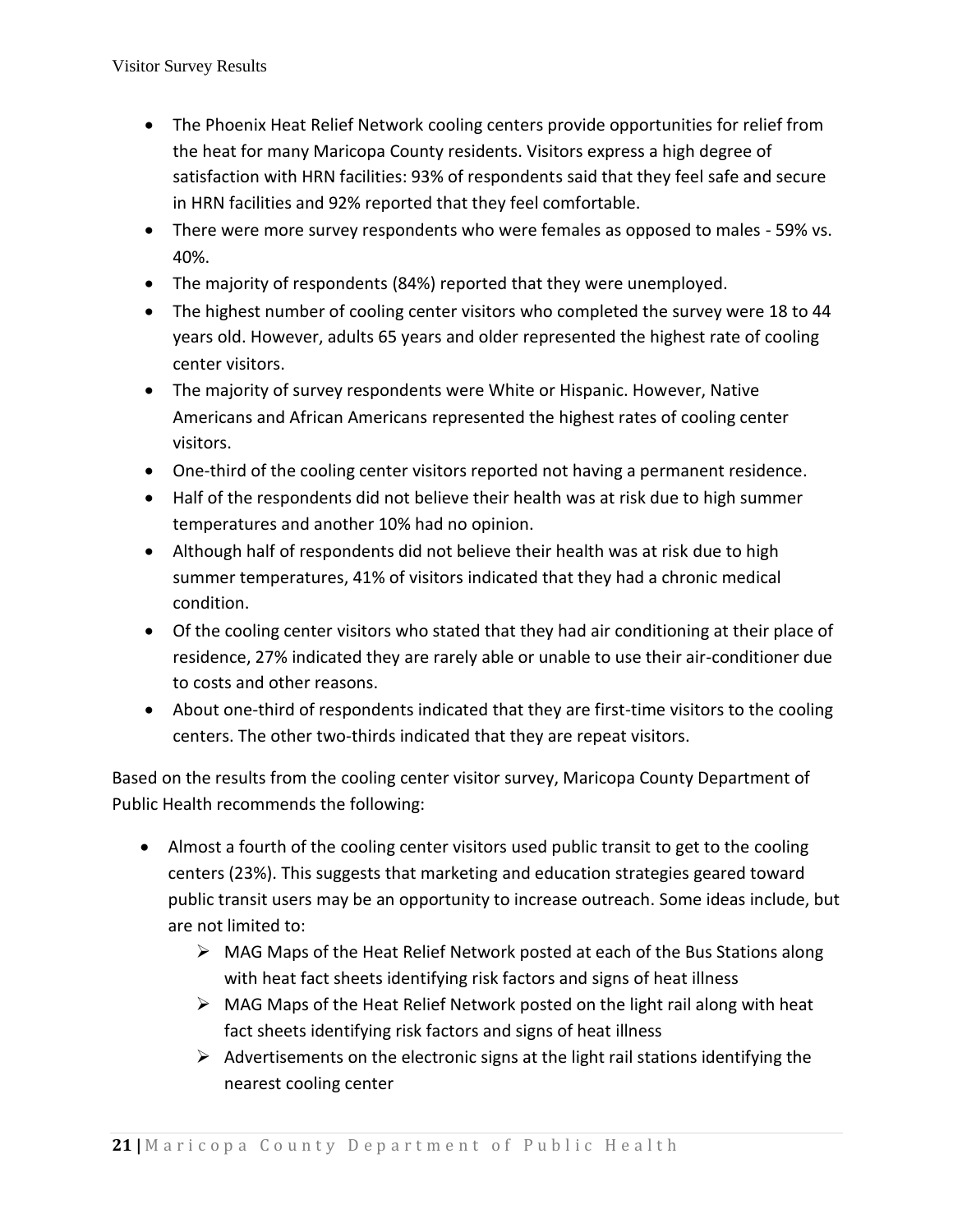- The Phoenix Heat Relief Network cooling centers provide opportunities for relief from the heat for many Maricopa County residents. Visitors express a high degree of satisfaction with HRN facilities: 93% of respondents said that they feel safe and secure in HRN facilities and 92% reported that they feel comfortable.
- There were more survey respondents who were females as opposed to males - 59% vs. 40%.
- The majority of respondents (84%) reported that they were unemployed.
- The highest number of cooling center visitors who completed the survey were 18 to 44 years old. However, adults 65 years and older represented the highest rate of cooling center visitors.
- The majority of survey respondents were White or Hispanic. However, Native Americans and African Americans represented the highest rates of cooling center visitors.
- One-third of the cooling center visitors reported not having a permanent residence.
- Half of the respondents did not believe their health was at risk due to high summer temperatures and another 10% had no opinion.
- Although half of respondents did not believe their health was at risk due to high summer temperatures, 41% of visitors indicated that they had a chronic medical condition.
- Of the cooling center visitors who stated that they had air conditioning at their place of residence, 27% indicated they are rarely able or unable to use their air-conditioner due to costs and other reasons.
- About one-third of respondents indicated that they are first-time visitors to the cooling centers. The other two-thirds indicated that they are repeat visitors.

Based on the results from the cooling center visitor survey, Maricopa County Department of Public Health recommends the following:

- Almost a fourth of the cooling center visitors used public transit to get to the cooling centers (23%). This suggests that marketing and education strategies geared toward public transit users may be an opportunity to increase outreach. Some ideas include, but are not limited to:
  - MAG Maps of the Heat Relief Network posted at each of the Bus Stations along with heat fact sheets identifying risk factors and signs of heat illness
  - MAG Maps of the Heat Relief Network posted on the light rail along with heat fact sheets identifying risk factors and signs of heat illness
  - Advertisements on the electronic signs at the light rail stations identifying the nearest cooling center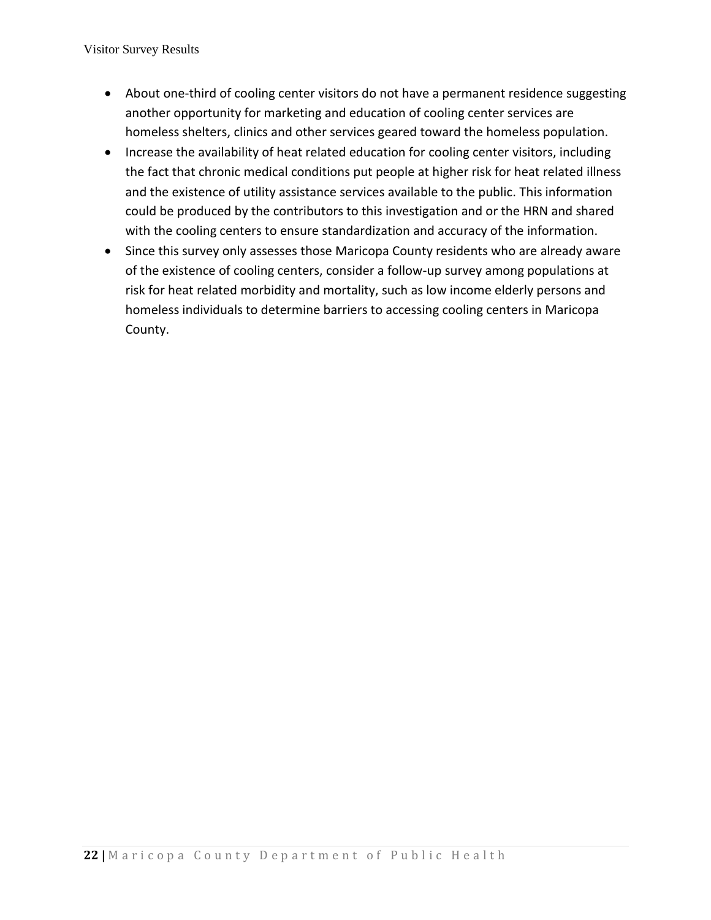- About one-third of cooling center visitors do not have a permanent residence suggesting another opportunity for marketing and education of cooling center services are homeless shelters, clinics and other services geared toward the homeless population.
- Increase the availability of heat related education for cooling center visitors, including the fact that chronic medical conditions put people at higher risk for heat related illness and the existence of utility assistance services available to the public. This information could be produced by the contributors to this investigation and or the HRN and shared with the cooling centers to ensure standardization and accuracy of the information.
- Since this survey only assesses those Maricopa County residents who are already aware of the existence of cooling centers, consider a follow-up survey among populations at risk for heat related morbidity and mortality, such as low income elderly persons and homeless individuals to determine barriers to accessing cooling centers in Maricopa County.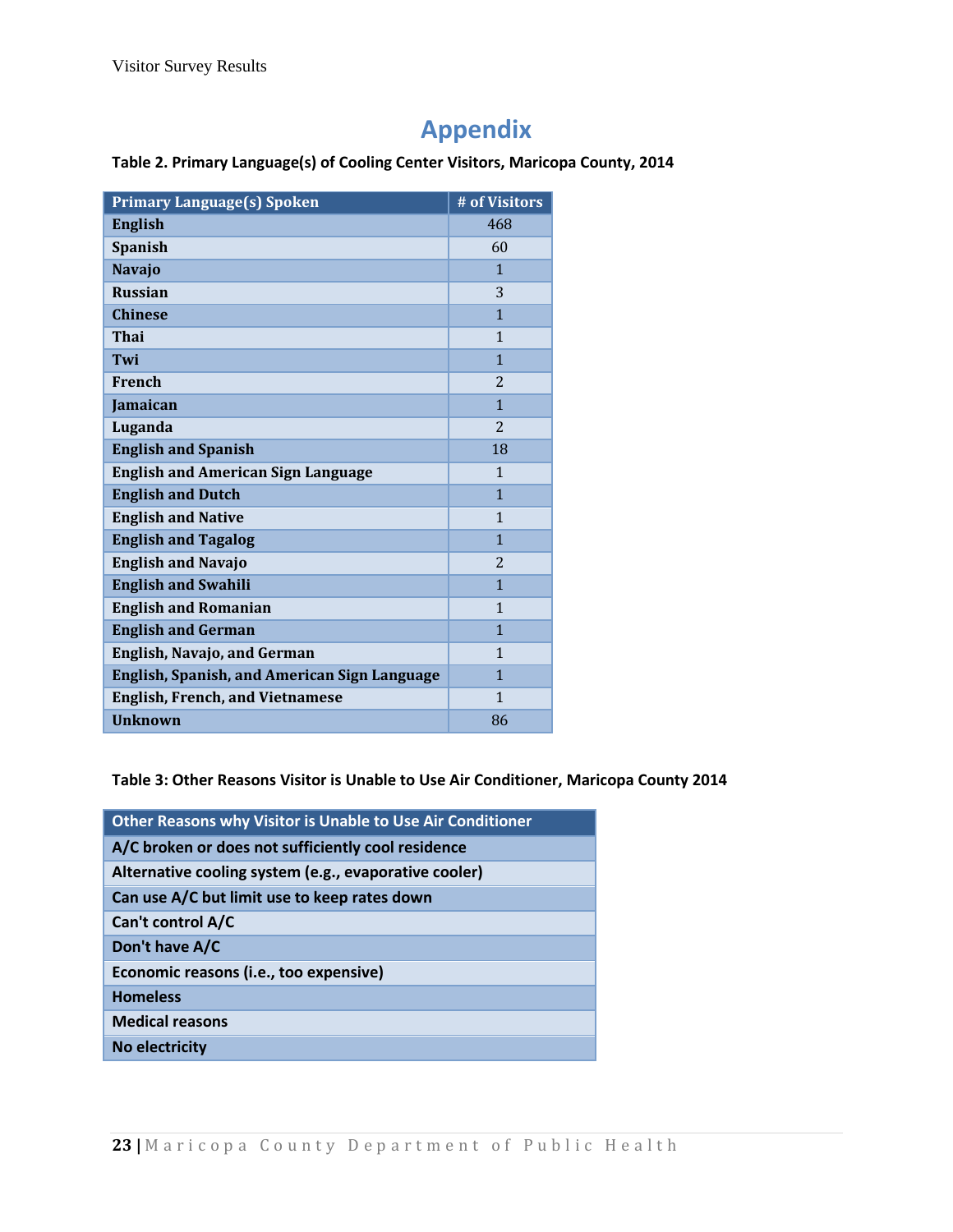# Appendix

**Table 2. Primary Language(s) of Cooling Center Visitors, Maricopa County, 2014**

| Primary Language(s) Spoken | # of Visitors |
|---|---|
| English | 468 |
| Spanish | 60 |
| Navajo | 1 |
| Russian | 3 |
| Chinese | 1 |
| Thai | 1 |
| Twi | 1 |
| French | 2 |
| Jamaican | 1 |
| Luganda | 2 |
| English and Spanish | 18 |
| English and American Sign Language | 1 |
| English and Dutch | 1 |
| English and Native | 1 |
| English and Tagalog | 1 |
| English and Navajo | 2 |
| English and Swahili | 1 |
| English and Romanian | 1 |
| English and German | 1 |
| English, Navajo, and German | 1 |
| English, Spanish, and American Sign Language | 1 |
| English, French, and Vietnamese | 1 |
| Unknown | 86 |

**Table 3: Other Reasons Visitor is Unable to Use Air Conditioner, Maricopa County 2014**

| Other Reasons why Visitor is Unable to Use Air Conditioner |
|---|
| A/C broken or does not sufficiently cool residence |
| Alternative cooling system (e.g., evaporative cooler) |
| Can use A/C but limit use to keep rates down |
| Can't control A/C |
| Don't have A/C |
| Economic reasons (i.e., too expensive) |
| Homeless |
| Medical reasons |
| No electricity |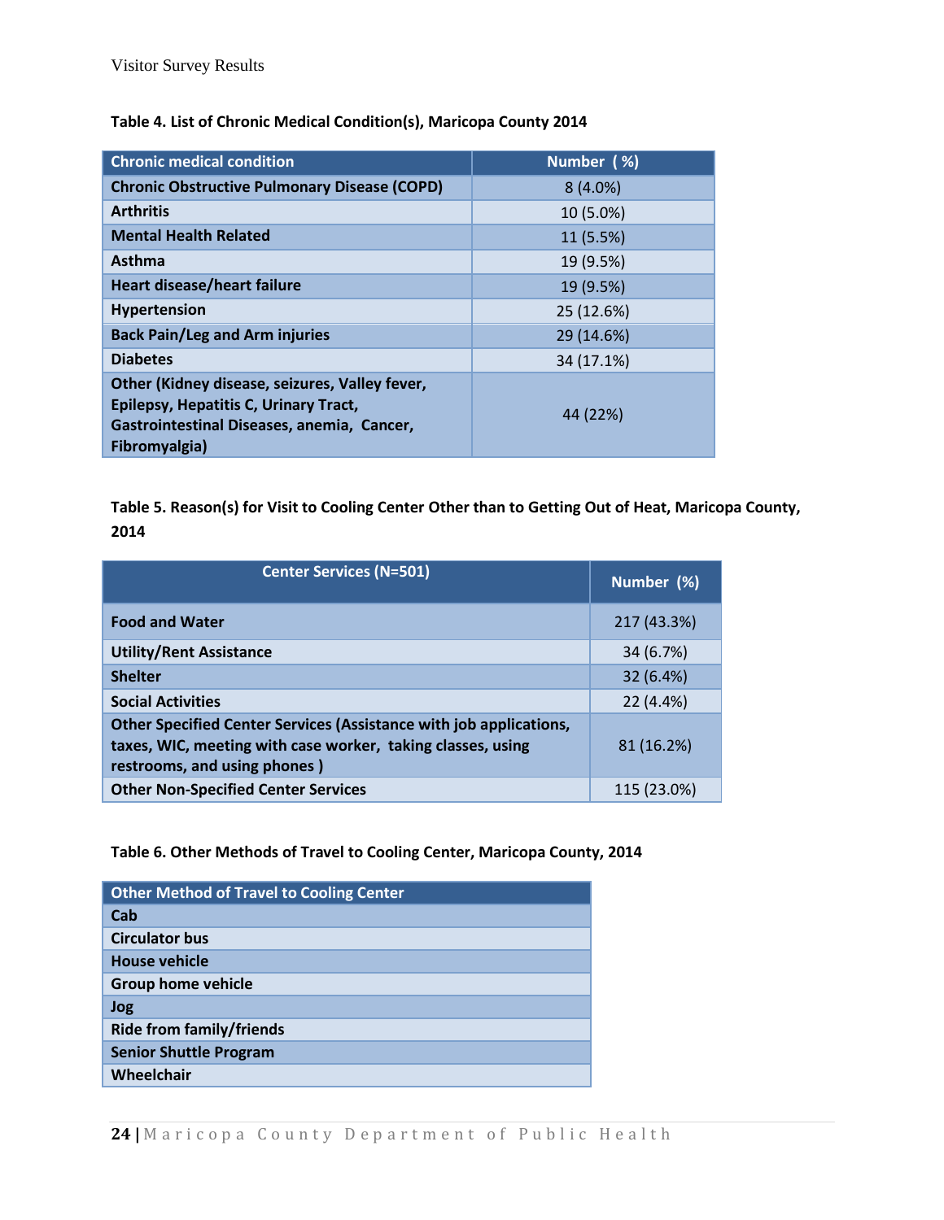Visitor Survey Results

**Table 4. List of Chronic Medical Condition(s), Maricopa County 2014**

| Chronic medical condition | Number ( %) |
|---|---|
| Chronic Obstructive Pulmonary Disease (COPD) | 8 (4.0%) |
| Arthritis | 10 (5.0%) |
| Mental Health Related | 11 (5.5%) |
| Asthma | 19 (9.5%) |
| Heart disease/heart failure | 19 (9.5%) |
| Hypertension | 25 (12.6%) |
| Back Pain/Leg and Arm injuries | 29 (14.6%) |
| Diabetes | 34 (17.1%) |
| Other (Kidney disease, seizures, Valley fever, Epilepsy, Hepatitis C, Urinary Tract, Gastrointestinal Diseases, anemia, Cancer, Fibromyalgia) | 44 (22%) |

**Table 5. Reason(s) for Visit to Cooling Center Other than to Getting Out of Heat, Maricopa County, 2014**

| Center Services (N=501) | Number (%) |
|---|---|
| Food and Water | 217 (43.3%) |
| Utility/Rent Assistance | 34 (6.7%) |
| Shelter | 32 (6.4%) |
| Social Activities | 22 (4.4%) |
| Other Specified Center Services (Assistance with job applications, taxes, WIC, meeting with case worker, taking classes, using restrooms, and using phones ) | 81 (16.2%) |
| Other Non-Specified Center Services | 115 (23.0%) |

**Table 6. Other Methods of Travel to Cooling Center, Maricopa County, 2014**

| Other Method of Travel to Cooling Center |
|---|
| Cab |
| Circulator bus |
| House vehicle |
| Group home vehicle |
| Jog |
| Ride from family/friends |
| Senior Shuttle Program |
| Wheelchair |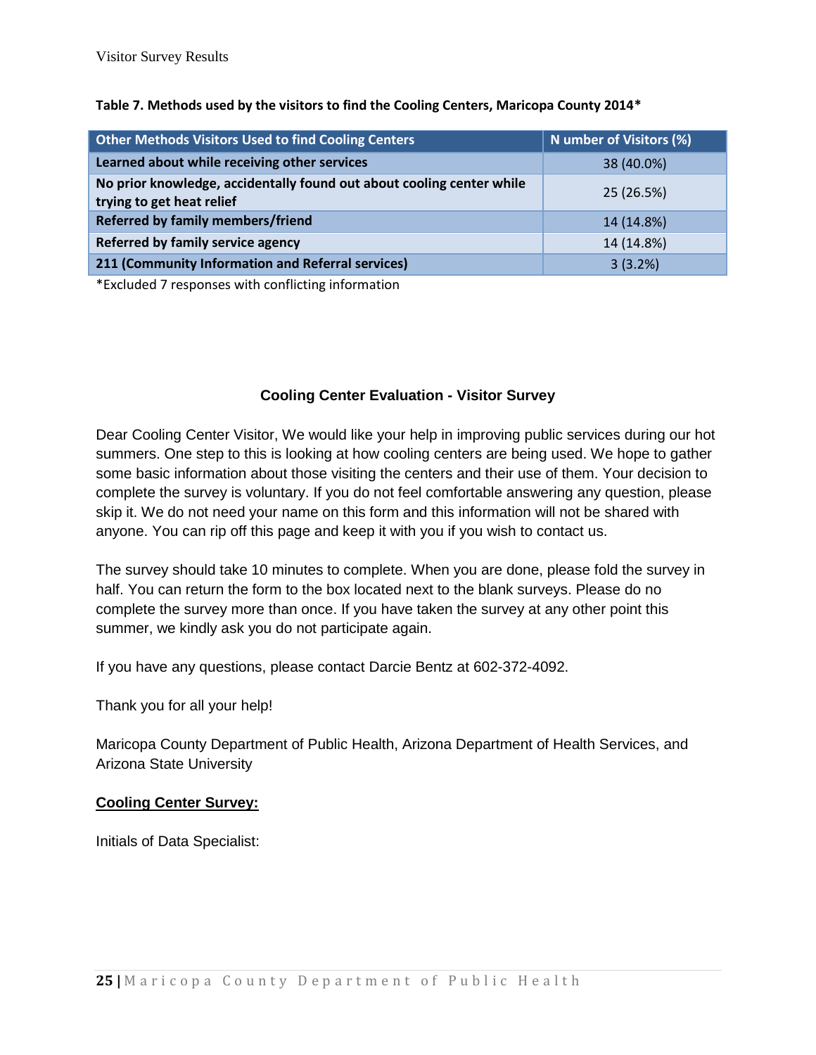**Table 7. Methods used by the visitors to find the Cooling Centers, Maricopa County 2014***

| Other Methods Visitors Used to find Cooling Centers | N umber of Visitors (%) |
|---|---|
| Learned about while receiving other services | 38 (40.0%) |
| No prior knowledge, accidentally found out about cooling center while trying to get heat relief | 25 (26.5%) |
| Referred by family members/friend | 14 (14.8%) |
| Referred by family service agency | 14 (14.8%) |
| 211 (Community Information and Referral services) | 3 (3.2%) |

*Excluded 7 responses with conflicting information

## Cooling Center Evaluation - Visitor Survey

Dear Cooling Center Visitor, We would like your help in improving public services during our hot summers. One step to this is looking at how cooling centers are being used. We hope to gather some basic information about those visiting the centers and their use of them. Your decision to complete the survey is voluntary. If you do not feel comfortable answering any question, please skip it. We do not need your name on this form and this information will not be shared with anyone. You can rip off this page and keep it with you if you wish to contact us.

The survey should take 10 minutes to complete. When you are done, please fold the survey in half. You can return the form to the box located next to the blank surveys. Please do no complete the survey more than once. If you have taken the survey at any other point this summer, we kindly ask you do not participate again.

If you have any questions, please contact Darcie Bentz at 602-372-4092.

Thank you for all your help!

Maricopa County Department of Public Health, Arizona Department of Health Services, and Arizona State University

**Cooling Center Survey:**

Initials of Data Specialist: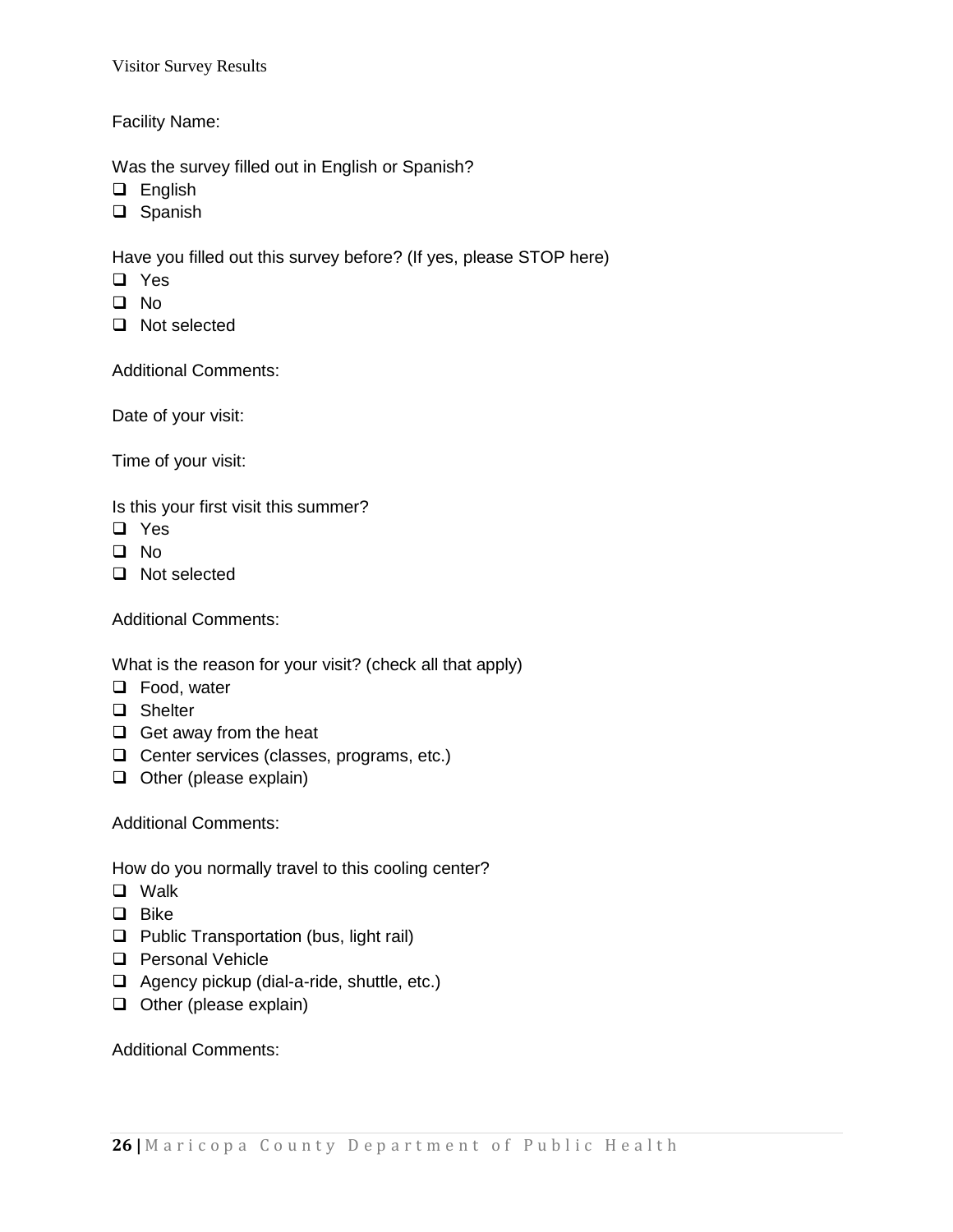Visitor Survey Results

Facility Name:

Was the survey filled out in English or Spanish?

- ❑ English
- ❑ Spanish

Have you filled out this survey before? (If yes, please STOP here)

- ❑ Yes
- ❑ No
- ❑ Not selected

Additional Comments:

Date of your visit:

Time of your visit:

Is this your first visit this summer?

- ❑ Yes
- ❑ No
- ❑ Not selected

Additional Comments:

What is the reason for your visit? (check all that apply)

- ❑ Food, water
- ❑ Shelter
- ❑ Get away from the heat
- ❑ Center services (classes, programs, etc.)
- ❑ Other (please explain)

Additional Comments:

How do you normally travel to this cooling center?

- ❑ Walk
- ❑ Bike
- ❑ Public Transportation (bus, light rail)
- ❑ Personal Vehicle
- ❑ Agency pickup (dial-a-ride, shuttle, etc.)
- ❑ Other (please explain)

Additional Comments: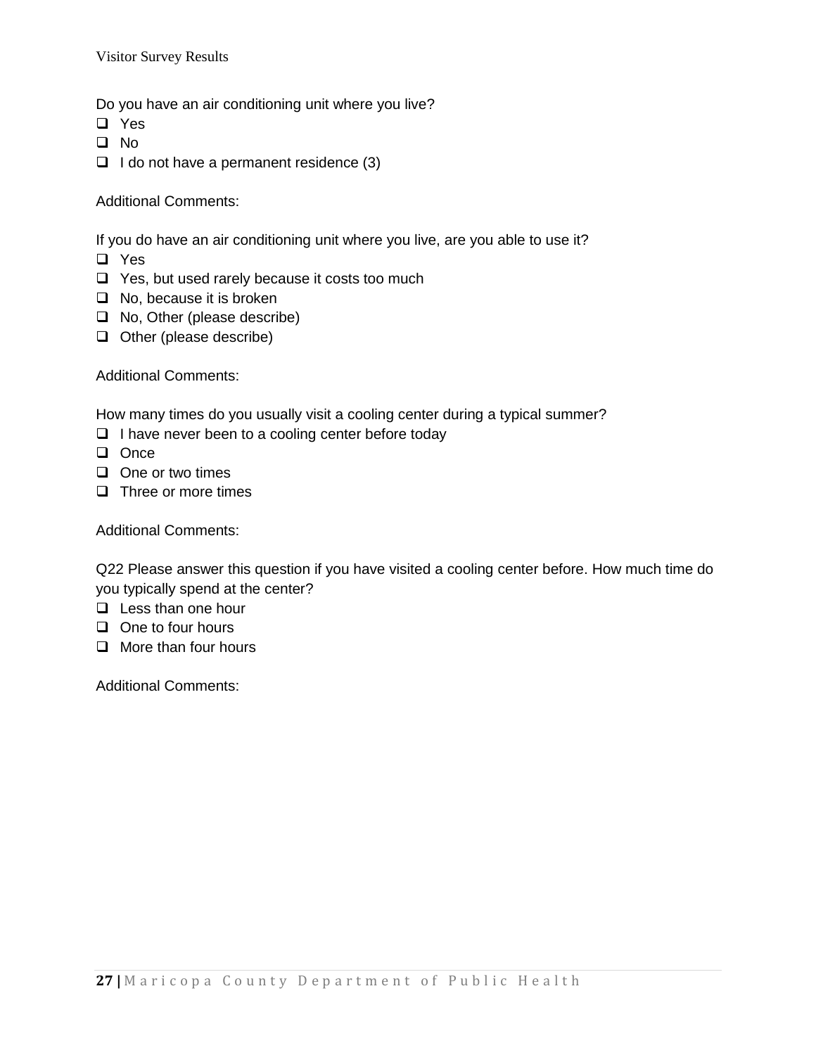Do you have an air conditioning unit where you live?

- ❑ Yes
- ❑ No
- ❑ I do not have a permanent residence (3)

Additional Comments:

If you do have an air conditioning unit where you live, are you able to use it?

- ❑ Yes
- ❑ Yes, but used rarely because it costs too much
- ❑ No, because it is broken
- ❑ No, Other (please describe)
- ❑ Other (please describe)

Additional Comments:

How many times do you usually visit a cooling center during a typical summer?

- ❑ I have never been to a cooling center before today
- ❑ Once
- ❑ One or two times
- ❑ Three or more times

Additional Comments:

Q22 Please answer this question if you have visited a cooling center before. How much time do you typically spend at the center?

- ❑ Less than one hour
- ❑ One to four hours
- ❑ More than four hours

Additional Comments: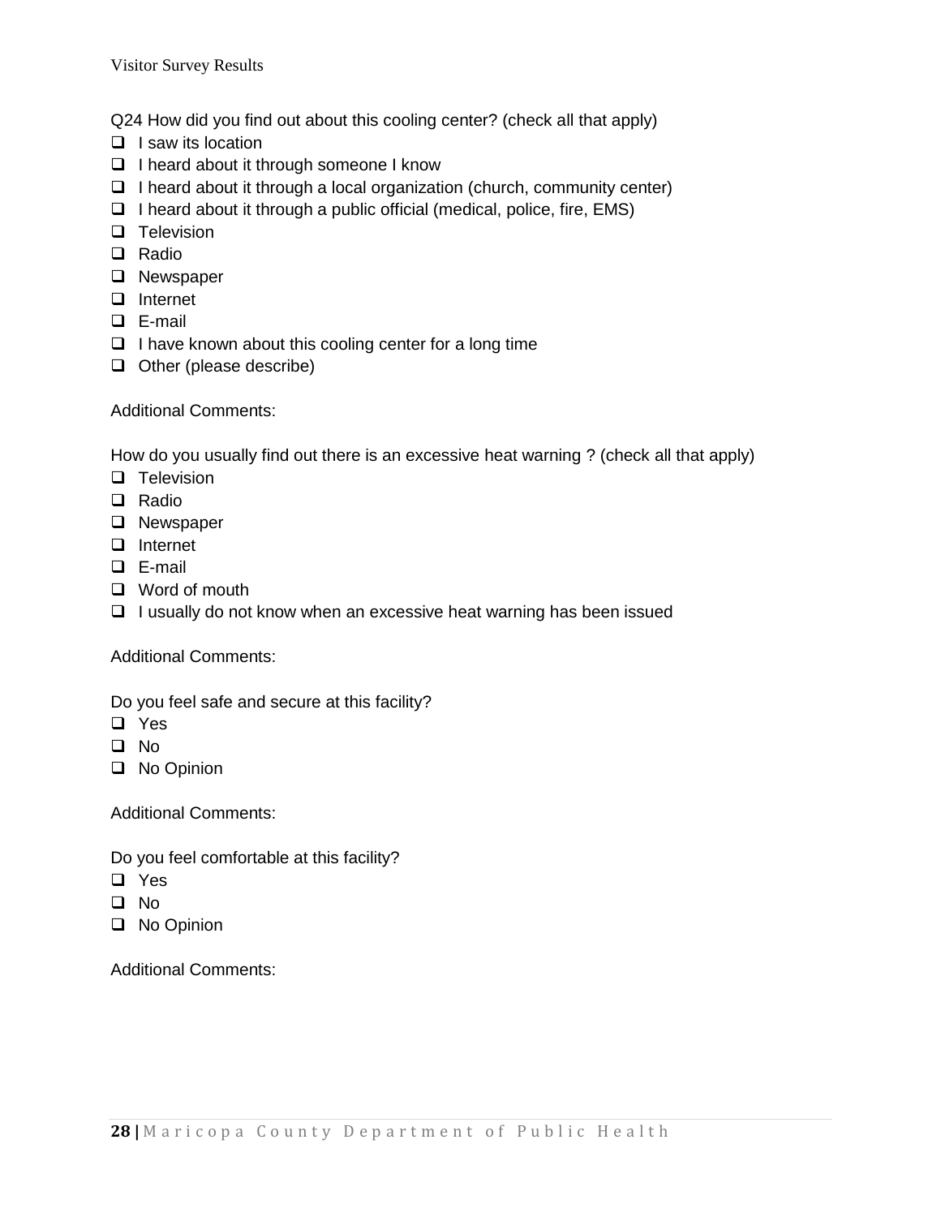Q24 How did you find out about this cooling center? (check all that apply)

- ❑ I saw its location
- ❑ I heard about it through someone I know
- ❑ I heard about it through a local organization (church, community center)
- ❑ I heard about it through a public official (medical, police, fire, EMS)
- ❑ Television
- ❑ Radio
- ❑ Newspaper
- ❑ Internet
- ❑ E-mail
- ❑ I have known about this cooling center for a long time
- ❑ Other (please describe)

Additional Comments:

How do you usually find out there is an excessive heat warning ? (check all that apply)

- ❑ Television
- ❑ Radio
- ❑ Newspaper
- ❑ Internet
- ❑ E-mail
- ❑ Word of mouth
- ❑ I usually do not know when an excessive heat warning has been issued

Additional Comments:

Do you feel safe and secure at this facility?

- ❑ Yes
- ❑ No
- ❑ No Opinion

Additional Comments:

Do you feel comfortable at this facility?

- ❑ Yes
- ❑ No
- ❑ No Opinion

Additional Comments: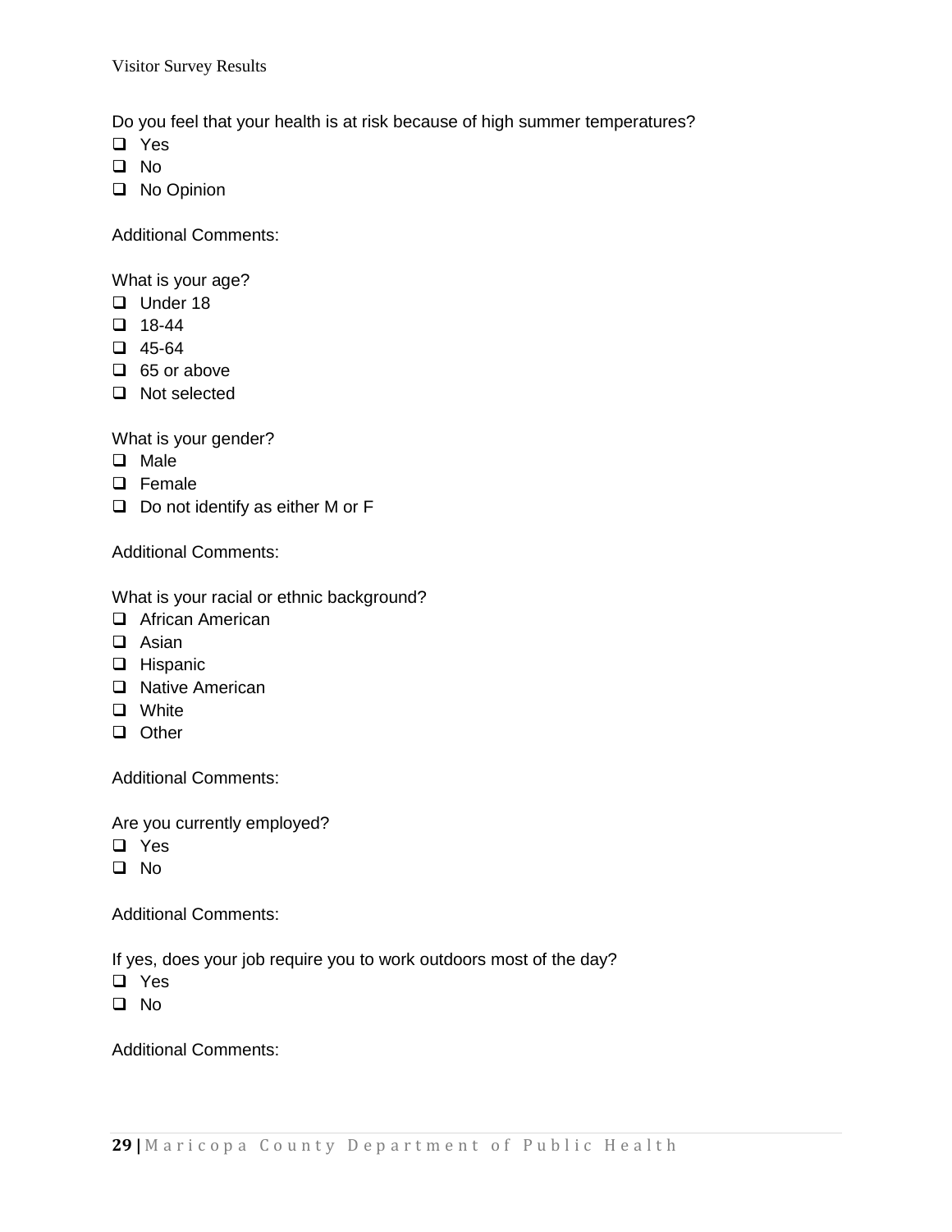Do you feel that your health is at risk because of high summer temperatures?

- ❑ Yes
- ❑ No
- ❑ No Opinion

Additional Comments:

What is your age?

- ❑ Under 18
- ❑ 18-44
- ❑ 45-64
- ❑ 65 or above
- ❑ Not selected

What is your gender?

- ❑ Male
- ❑ Female
- ❑ Do not identify as either M or F

Additional Comments:

What is your racial or ethnic background?

- ❑ African American
- ❑ Asian
- ❑ Hispanic
- ❑ Native American
- ❑ White
- ❑ Other

Additional Comments:

Are you currently employed?

- ❑ Yes
- ❑ No

Additional Comments:

If yes, does your job require you to work outdoors most of the day?

- ❑ Yes
- ❑ No

Additional Comments: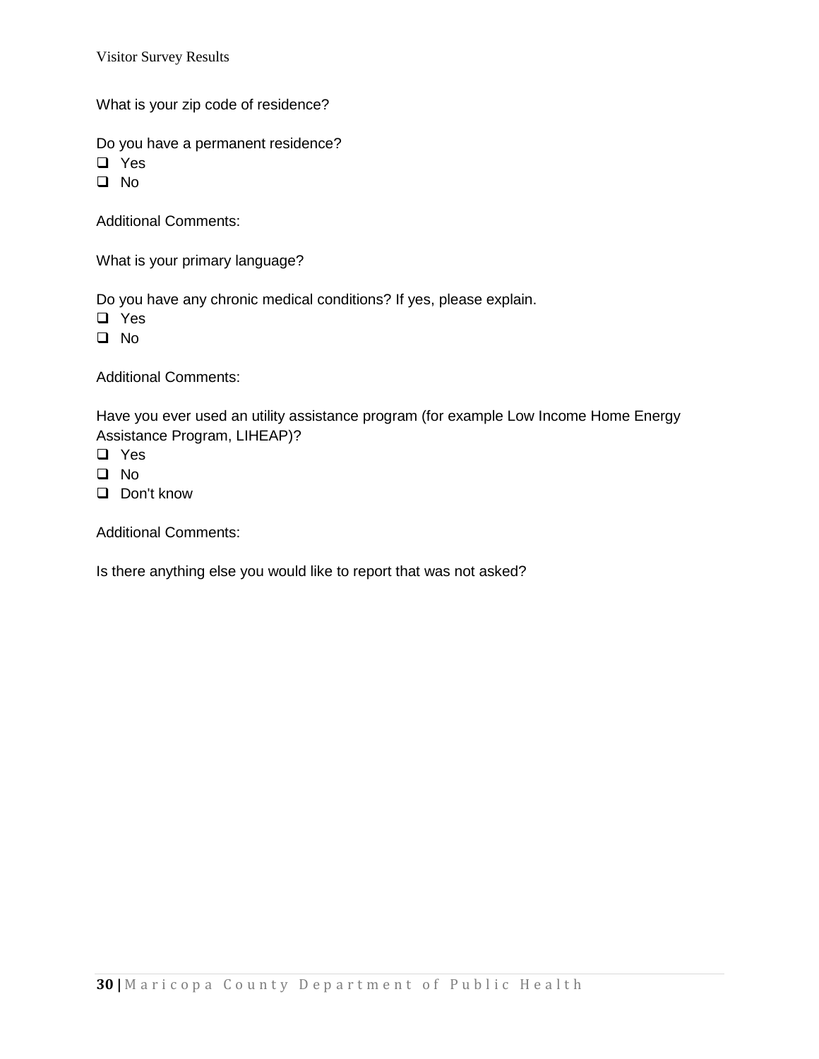What is your zip code of residence?

Do you have a permanent residence?

- ❑ Yes
- ❑ No

Additional Comments:

What is your primary language?

Do you have any chronic medical conditions? If yes, please explain.

- ❑ Yes
- ❑ No

Additional Comments:

Have you ever used an utility assistance program (for example Low Income Home Energy Assistance Program, LIHEAP)?

- ❑ Yes
- ❑ No
- ❑ Don't know

Additional Comments:

Is there anything else you would like to report that was not asked?